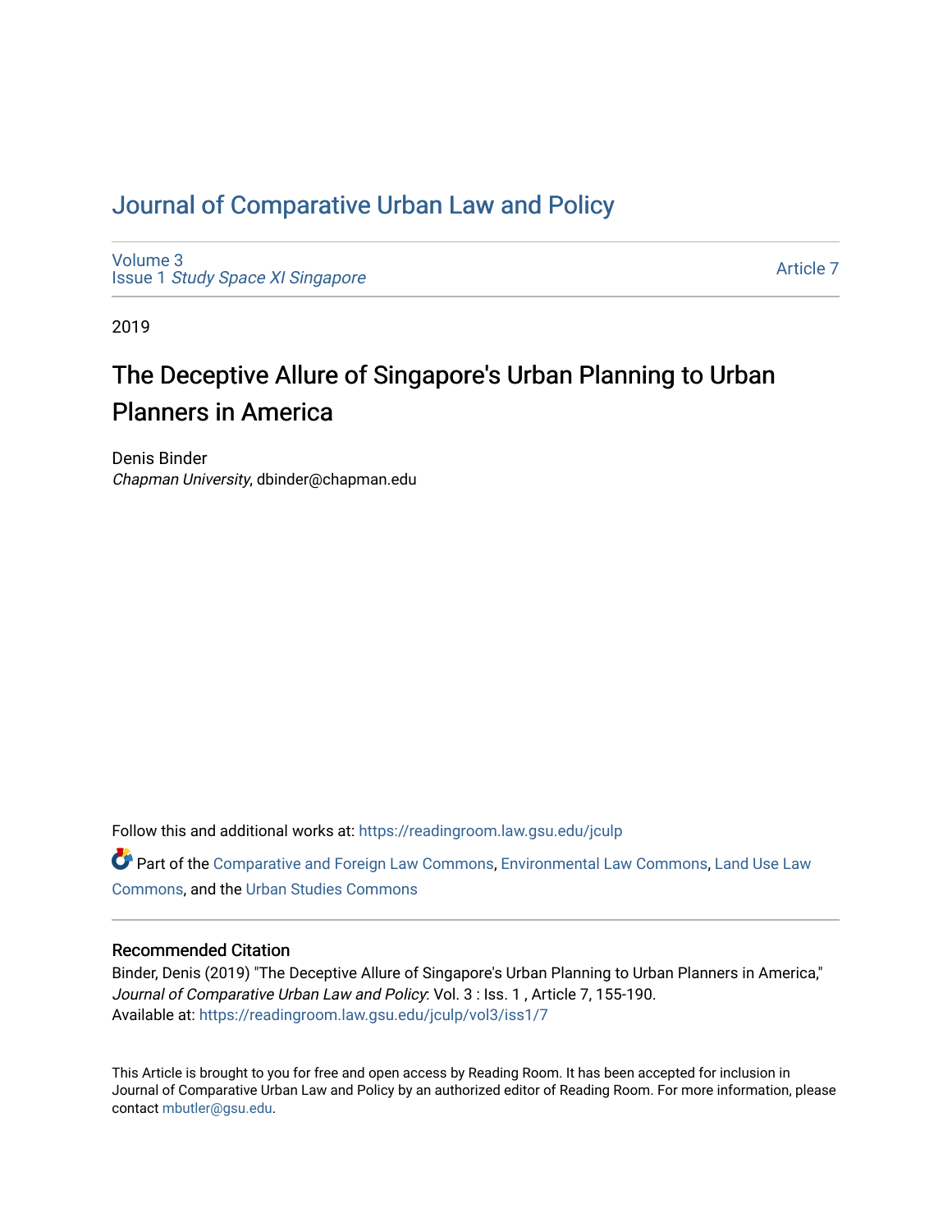# Journal of Comparative Urban Law and Policy

Volume 3
Issue 1 *Study Space XI Singapore*

Article 7

2019

## The Deceptive Allure of Singapore's Urban Planning to Urban Planners in America

Denis Binder
*Chapman University*, dbinder@chapman.edu

Follow this and additional works at: https://readingroom.law.gsu.edu/jculp

Part of the Comparative and Foreign Law Commons, Environmental Law Commons, Land Use Law Commons, and the Urban Studies Commons

### Recommended Citation

Binder, Denis (2019) "The Deceptive Allure of Singapore's Urban Planning to Urban Planners in America," *Journal of Comparative Urban Law and Policy*: Vol. 3 : Iss. 1 , Article 7, 155-190.
Available at: https://readingroom.law.gsu.edu/jculp/vol3/iss1/7

This Article is brought to you for free and open access by Reading Room. It has been accepted for inclusion in Journal of Comparative Urban Law and Policy by an authorized editor of Reading Room. For more information, please contact mbutler@gsu.edu.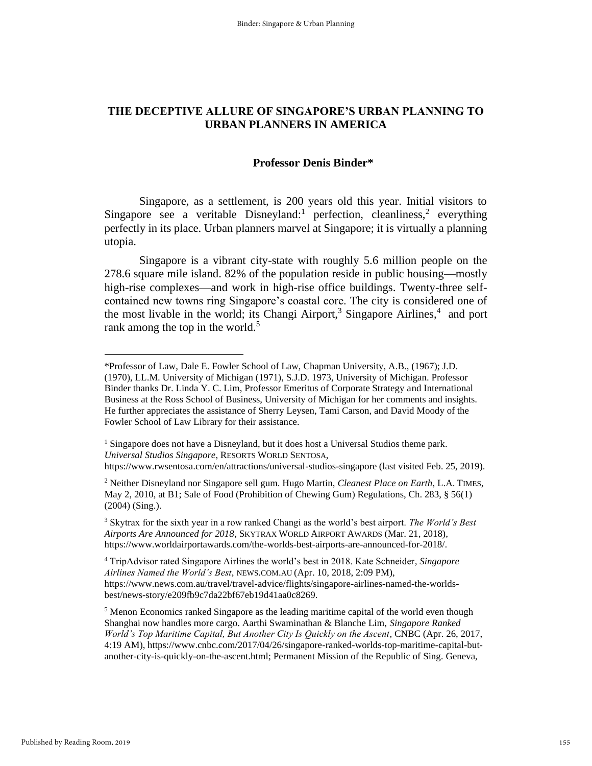# THE DECEPTIVE ALLURE OF SINGAPORE'S URBAN PLANNING TO URBAN PLANNERS IN AMERICA

**Professor Denis Binder***

Singapore, as a settlement, is 200 years old this year. Initial visitors to Singapore see a veritable Disneyland:[1] perfection, cleanliness,[2] everything perfectly in its place. Urban planners marvel at Singapore; it is virtually a planning utopia.

Singapore is a vibrant city-state with roughly 5.6 million people on the 278.6 square mile island. 82% of the population reside in public housing—mostly high-rise complexes—and work in high-rise office buildings. Twenty-three self-contained new towns ring Singapore's coastal core. The city is considered one of the most livable in the world; its Changi Airport,[3] Singapore Airlines,[4] and port rank among the top in the world.[5]

---

*Professor of Law, Dale E. Fowler School of Law, Chapman University, A.B., (1967); J.D. (1970), LL.M. University of Michigan (1971), S.J.D. 1973, University of Michigan. Professor Binder thanks Dr. Linda Y. C. Lim, Professor Emeritus of Corporate Strategy and International Business at the Ross School of Business, University of Michigan for her comments and insights. He further appreciates the assistance of Sherry Leysen, Tami Carson, and David Moody of the Fowler School of Law Library for their assistance.

[1] Singapore does not have a Disneyland, but it does host a Universal Studios theme park. *Universal Studios Singapore*, RESORTS WORLD SENTOSA, https://www.rwsentosa.com/en/attractions/universal-studios-singapore (last visited Feb. 25, 2019).

[2] Neither Disneyland nor Singapore sell gum. Hugo Martin, *Cleanest Place on Earth*, L.A. TIMES, May 2, 2010, at B1; Sale of Food (Prohibition of Chewing Gum) Regulations, Ch. 283, § 56(1) (2004) (Sing.).

[3] Skytrax for the sixth year in a row ranked Changi as the world's best airport. *The World's Best Airports Are Announced for 2018*, SKYTRAX WORLD AIRPORT AWARDS (Mar. 21, 2018), https://www.worldairportawards.com/the-worlds-best-airports-are-announced-for-2018/.

[4] TripAdvisor rated Singapore Airlines the world's best in 2018. Kate Schneider, *Singapore Airlines Named the World's Best*, NEWS.COM.AU (Apr. 10, 2018, 2:09 PM), https://www.news.com.au/travel/travel-advice/flights/singapore-airlines-named-the-worlds-best/news-story/e209fb9c7da22bf67eb19d41aa0c8269.

[5] Menon Economics ranked Singapore as the leading maritime capital of the world even though Shanghai now handles more cargo. Aarthi Swaminathan & Blanche Lim, *Singapore Ranked World's Top Maritime Capital, But Another City Is Quickly on the Ascent*, CNBC (Apr. 26, 2017, 4:19 AM), https://www.cnbc.com/2017/04/26/singapore-ranked-worlds-top-maritime-capital-but-another-city-is-quickly-on-the-ascent.html; Permanent Mission of the Republic of Sing. Geneva,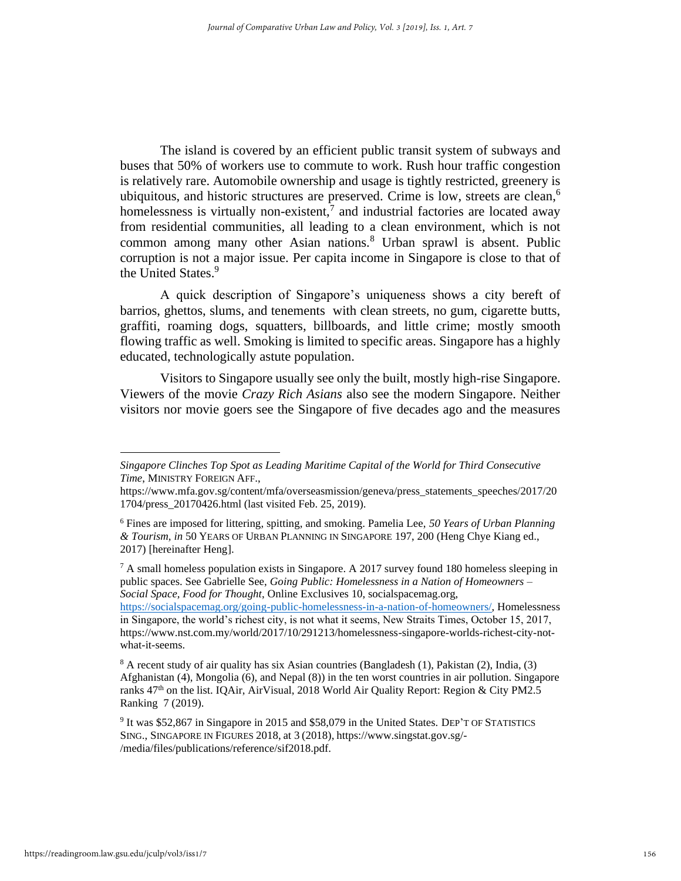The island is covered by an efficient public transit system of subways and buses that 50% of workers use to commute to work. Rush hour traffic congestion is relatively rare. Automobile ownership and usage is tightly restricted, greenery is ubiquitous, and historic structures are preserved. Crime is low, streets are clean,[6] homelessness is virtually non-existent,[7] and industrial factories are located away from residential communities, all leading to a clean environment, which is not common among many other Asian nations.[8] Urban sprawl is absent. Public corruption is not a major issue. Per capita income in Singapore is close to that of the United States.[9]

A quick description of Singapore's uniqueness shows a city bereft of barrios, ghettos, slums, and tenements with clean streets, no gum, cigarette butts, graffiti, roaming dogs, squatters, billboards, and little crime; mostly smooth flowing traffic as well. Smoking is limited to specific areas. Singapore has a highly educated, technologically astute population.

Visitors to Singapore usually see only the built, mostly high-rise Singapore. Viewers of the movie *Crazy Rich Asians* also see the modern Singapore. Neither visitors nor movie goers see the Singapore of five decades ago and the measures

---

*Singapore Clinches Top Spot as Leading Maritime Capital of the World for Third Consecutive Time*, MINISTRY FOREIGN AFF., https://www.mfa.gov.sg/content/mfa/overseasmission/geneva/press_statements_speeches/2017/201704/press_20170426.html (last visited Feb. 25, 2019).

[6] Fines are imposed for littering, spitting, and smoking. Pamelia Lee, *50 Years of Urban Planning & Tourism, in* 50 YEARS OF URBAN PLANNING IN SINGAPORE 197, 200 (Heng Chye Kiang ed., 2017) [hereinafter Heng].

[7] A small homeless population exists in Singapore. A 2017 survey found 180 homeless sleeping in public spaces. See Gabrielle See, *Going Public: Homelessness in a Nation of Homeowners – Social Space, Food for Thought*, Online Exclusives 10, socialspacemag.org, https://socialspacemag.org/going-public-homelessness-in-a-nation-of-homeowners/, Homelessness in Singapore, the world's richest city, is not what it seems, New Straits Times, October 15, 2017, https://www.nst.com.my/world/2017/10/291213/homelessness-singapore-worlds-richest-city-not-what-it-seems.

[8] A recent study of air quality has six Asian countries (Bangladesh (1), Pakistan (2), India, (3) Afghanistan (4), Mongolia (6), and Nepal (8)) in the ten worst countries in air pollution. Singapore ranks 47th on the list. IQAir, AirVisual, 2018 World Air Quality Report: Region & City PM2.5 Ranking 7 (2019).

[9] It was $52,867 in Singapore in 2015 and $58,079 in the United States. DEP'T OF STATISTICS SING., SINGAPORE IN FIGURES 2018, at 3 (2018), https://www.singstat.gov.sg/-/media/files/publications/reference/sif2018.pdf.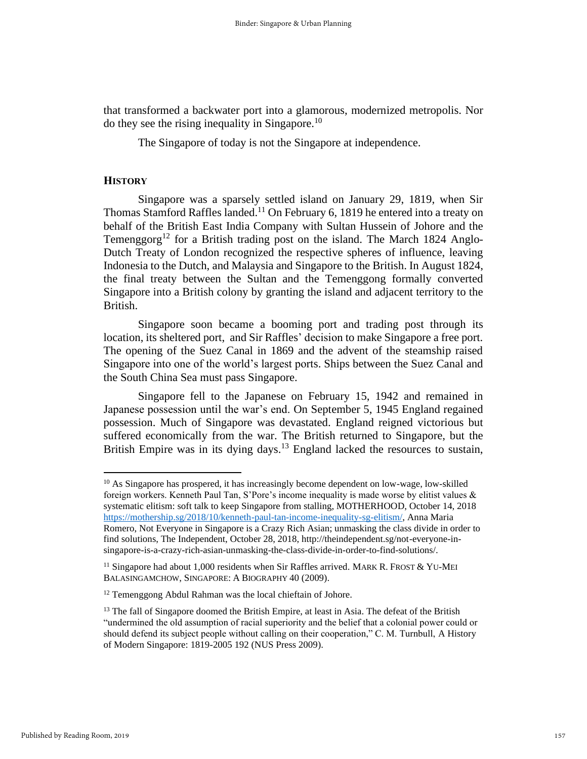that transformed a backwater port into a glamorous, modernized metropolis. Nor do they see the rising inequality in Singapore.[10]

The Singapore of today is not the Singapore at independence.

## HISTORY

Singapore was a sparsely settled island on January 29, 1819, when Sir Thomas Stamford Raffles landed.[11] On February 6, 1819 he entered into a treaty on behalf of the British East India Company with Sultan Hussein of Johore and the Temenggorg[12] for a British trading post on the island. The March 1824 Anglo-Dutch Treaty of London recognized the respective spheres of influence, leaving Indonesia to the Dutch, and Malaysia and Singapore to the British. In August 1824, the final treaty between the Sultan and the Temenggong formally converted Singapore into a British colony by granting the island and adjacent territory to the British.

Singapore soon became a booming port and trading post through its location, its sheltered port, and Sir Raffles' decision to make Singapore a free port. The opening of the Suez Canal in 1869 and the advent of the steamship raised Singapore into one of the world's largest ports. Ships between the Suez Canal and the South China Sea must pass Singapore.

Singapore fell to the Japanese on February 15, 1942 and remained in Japanese possession until the war's end. On September 5, 1945 England regained possession. Much of Singapore was devastated. England reigned victorious but suffered economically from the war. The British returned to Singapore, but the British Empire was in its dying days.[13] England lacked the resources to sustain,

---

[10] As Singapore has prospered, it has increasingly become dependent on low-wage, low-skilled foreign workers. Kenneth Paul Tan, S'Pore's income inequality is made worse by elitist values & systematic elitism: soft talk to keep Singapore from stalling, MOTHERHOOD, October 14, 2018 https://mothership.sg/2018/10/kenneth-paul-tan-income-inequality-sg-elitism/, Anna Maria Romero, Not Everyone in Singapore is a Crazy Rich Asian; unmasking the class divide in order to find solutions, The Independent, October 28, 2018, http://theindependent.sg/not-everyone-in-singapore-is-a-crazy-rich-asian-unmasking-the-class-divide-in-order-to-find-solutions/.

[11] Singapore had about 1,000 residents when Sir Raffles arrived. MARK R. FROST & YU-MEI BALASINGAMCHOW, SINGAPORE: A BIOGRAPHY 40 (2009).

[12] Temenggong Abdul Rahman was the local chieftain of Johore.

[13] The fall of Singapore doomed the British Empire, at least in Asia. The defeat of the British "undermined the old assumption of racial superiority and the belief that a colonial power could or should defend its subject people without calling on their cooperation," C. M. Turnbull, A History of Modern Singapore: 1819-2005 192 (NUS Press 2009).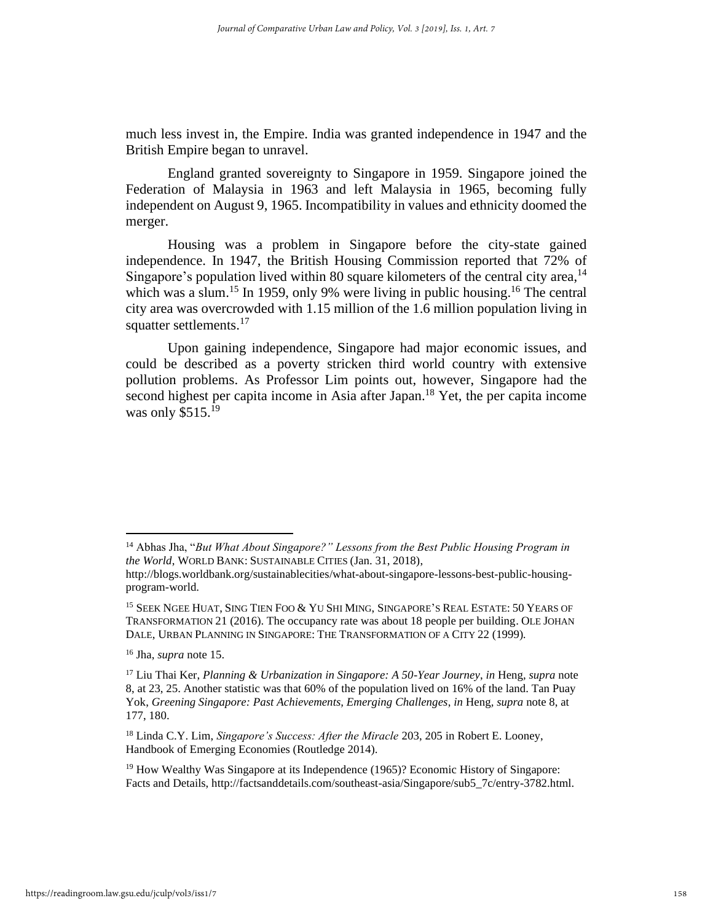much less invest in, the Empire. India was granted independence in 1947 and the British Empire began to unravel.

England granted sovereignty to Singapore in 1959. Singapore joined the Federation of Malaysia in 1963 and left Malaysia in 1965, becoming fully independent on August 9, 1965. Incompatibility in values and ethnicity doomed the merger.

Housing was a problem in Singapore before the city-state gained independence. In 1947, the British Housing Commission reported that 72% of Singapore's population lived within 80 square kilometers of the central city area,[14] which was a slum.[15] In 1959, only 9% were living in public housing.[16] The central city area was overcrowded with 1.15 million of the 1.6 million population living in squatter settlements.[17]

Upon gaining independence, Singapore had major economic issues, and could be described as a poverty stricken third world country with extensive pollution problems. As Professor Lim points out, however, Singapore had the second highest per capita income in Asia after Japan.[18] Yet, the per capita income was only $515.[19]

---

[14] Abhas Jha, "*But What About Singapore?" Lessons from the Best Public Housing Program in the World*, WORLD BANK: SUSTAINABLE CITIES (Jan. 31, 2018), http://blogs.worldbank.org/sustainablecities/what-about-singapore-lessons-best-public-housing-program-world.

[15] SEEK NGEE HUAT, SING TIEN FOO & YU SHI MING, SINGAPORE'S REAL ESTATE: 50 YEARS OF TRANSFORMATION 21 (2016). The occupancy rate was about 18 people per building. OLE JOHAN DALE, URBAN PLANNING IN SINGAPORE: THE TRANSFORMATION OF A CITY 22 (1999).

[16] Jha, *supra* note 15.

[17] Liu Thai Ker, *Planning & Urbanization in Singapore: A 50-Year Journey*, *in* Heng, *supra* note 8, at 23, 25. Another statistic was that 60% of the population lived on 16% of the land. Tan Puay Yok, *Greening Singapore: Past Achievements, Emerging Challenges*, *in* Heng, *supra* note 8, at 177, 180.

[18] Linda C.Y. Lim, *Singapore's Success: After the Miracle* 203, 205 in Robert E. Looney, Handbook of Emerging Economies (Routledge 2014).

[19] How Wealthy Was Singapore at its Independence (1965)? Economic History of Singapore: Facts and Details, http://factsanddetails.com/southeast-asia/Singapore/sub5_7c/entry-3782.html.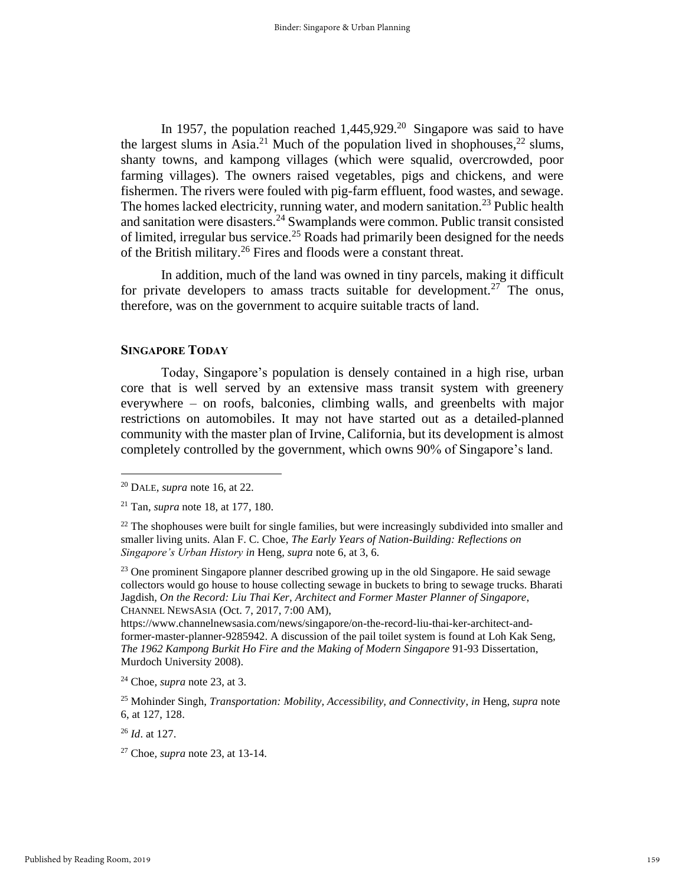In 1957, the population reached 1,445,929.[20] Singapore was said to have the largest slums in Asia.[21] Much of the population lived in shophouses,[22] slums, shanty towns, and kampong villages (which were squalid, overcrowded, poor farming villages). The owners raised vegetables, pigs and chickens, and were fishermen. The rivers were fouled with pig-farm effluent, food wastes, and sewage. The homes lacked electricity, running water, and modern sanitation.[23] Public health and sanitation were disasters.[24] Swamplands were common. Public transit consisted of limited, irregular bus service.[25] Roads had primarily been designed for the needs of the British military.[26] Fires and floods were a constant threat.

In addition, much of the land was owned in tiny parcels, making it difficult for private developers to amass tracts suitable for development.[27] The onus, therefore, was on the government to acquire suitable tracts of land.

### SINGAPORE TODAY

Today, Singapore's population is densely contained in a high rise, urban core that is well served by an extensive mass transit system with greenery everywhere – on roofs, balconies, climbing walls, and greenbelts with major restrictions on automobiles. It may not have started out as a detailed-planned community with the master plan of Irvine, California, but its development is almost completely controlled by the government, which owns 90% of Singapore's land.

---

[20] DALE, *supra* note 16, at 22.

[21] Tan, *supra* note 18, at 177, 180.

[22] The shophouses were built for single families, but were increasingly subdivided into smaller and smaller living units. Alan F. C. Choe, *The Early Years of Nation-Building: Reflections on Singapore's Urban History in* Heng, *supra* note 6, at 3, 6.

[23] One prominent Singapore planner described growing up in the old Singapore. He said sewage collectors would go house to house collecting sewage in buckets to bring to sewage trucks. Bharati Jagdish, *On the Record: Liu Thai Ker, Architect and Former Master Planner of Singapore*, CHANNEL NEWSASIA (Oct. 7, 2017, 7:00 AM), https://www.channelnewsasia.com/news/singapore/on-the-record-liu-thai-ker-architect-and-former-master-planner-9285942. A discussion of the pail toilet system is found at Loh Kak Seng, *The 1962 Kampong Burkit Ho Fire and the Making of Modern Singapore* 91-93 Dissertation, Murdoch University 2008).

[24] Choe, *supra* note 23, at 3.

[25] Mohinder Singh, *Transportation: Mobility, Accessibility, and Connectivity*, *in* Heng, *supra* note 6, at 127, 128.

[26] *Id*. at 127.

[27] Choe, *supra* note 23, at 13-14.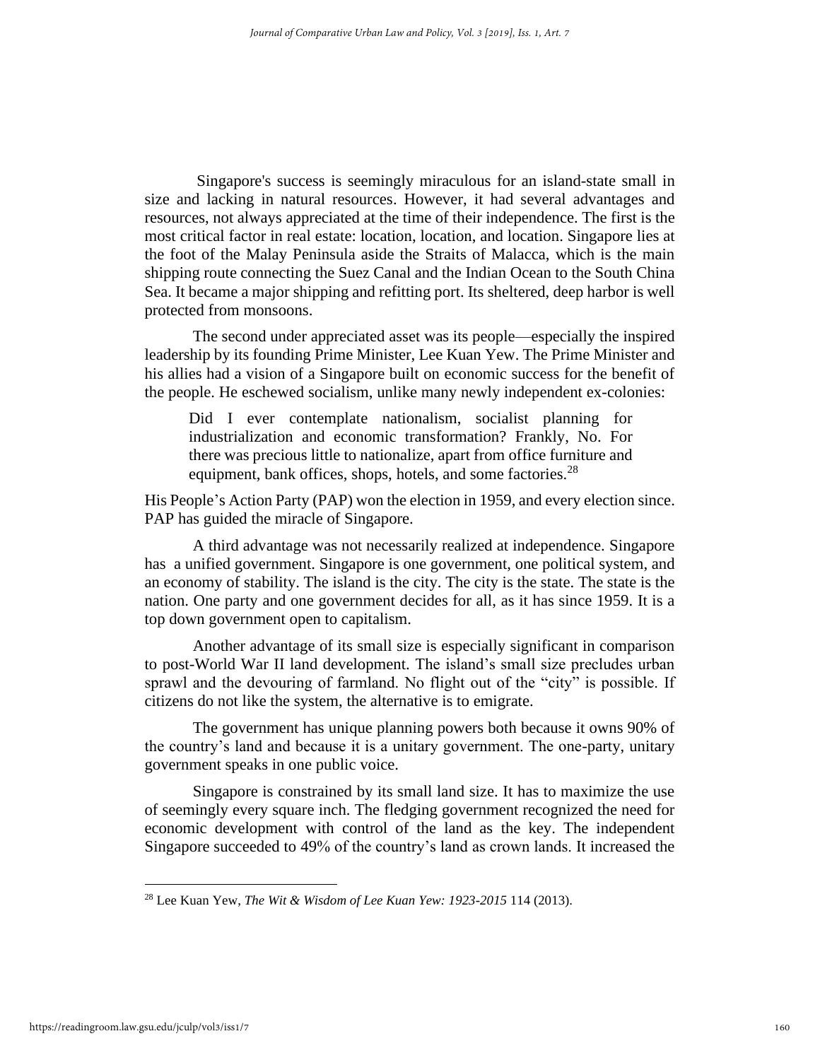Singapore's success is seemingly miraculous for an island-state small in size and lacking in natural resources. However, it had several advantages and resources, not always appreciated at the time of their independence. The first is the most critical factor in real estate: location, location, and location. Singapore lies at the foot of the Malay Peninsula aside the Straits of Malacca, which is the main shipping route connecting the Suez Canal and the Indian Ocean to the South China Sea. It became a major shipping and refitting port. Its sheltered, deep harbor is well protected from monsoons.

The second under appreciated asset was its people—especially the inspired leadership by its founding Prime Minister, Lee Kuan Yew. The Prime Minister and his allies had a vision of a Singapore built on economic success for the benefit of the people. He eschewed socialism, unlike many newly independent ex-colonies:

> Did I ever contemplate nationalism, socialist planning for industrialization and economic transformation? Frankly, No. For there was precious little to nationalize, apart from office furniture and equipment, bank offices, shops, hotels, and some factories.[28]

His People's Action Party (PAP) won the election in 1959, and every election since. PAP has guided the miracle of Singapore.

A third advantage was not necessarily realized at independence. Singapore has a unified government. Singapore is one government, one political system, and an economy of stability. The island is the city. The city is the state. The state is the nation. One party and one government decides for all, as it has since 1959. It is a top down government open to capitalism.

Another advantage of its small size is especially significant in comparison to post-World War II land development. The island's small size precludes urban sprawl and the devouring of farmland. No flight out of the "city" is possible. If citizens do not like the system, the alternative is to emigrate.

The government has unique planning powers both because it owns 90% of the country's land and because it is a unitary government. The one-party, unitary government speaks in one public voice.

Singapore is constrained by its small land size. It has to maximize the use of seemingly every square inch. The fledging government recognized the need for economic development with control of the land as the key. The independent Singapore succeeded to 49% of the country's land as crown lands. It increased the

---

[28] Lee Kuan Yew, *The Wit & Wisdom of Lee Kuan Yew: 1923-2015* 114 (2013).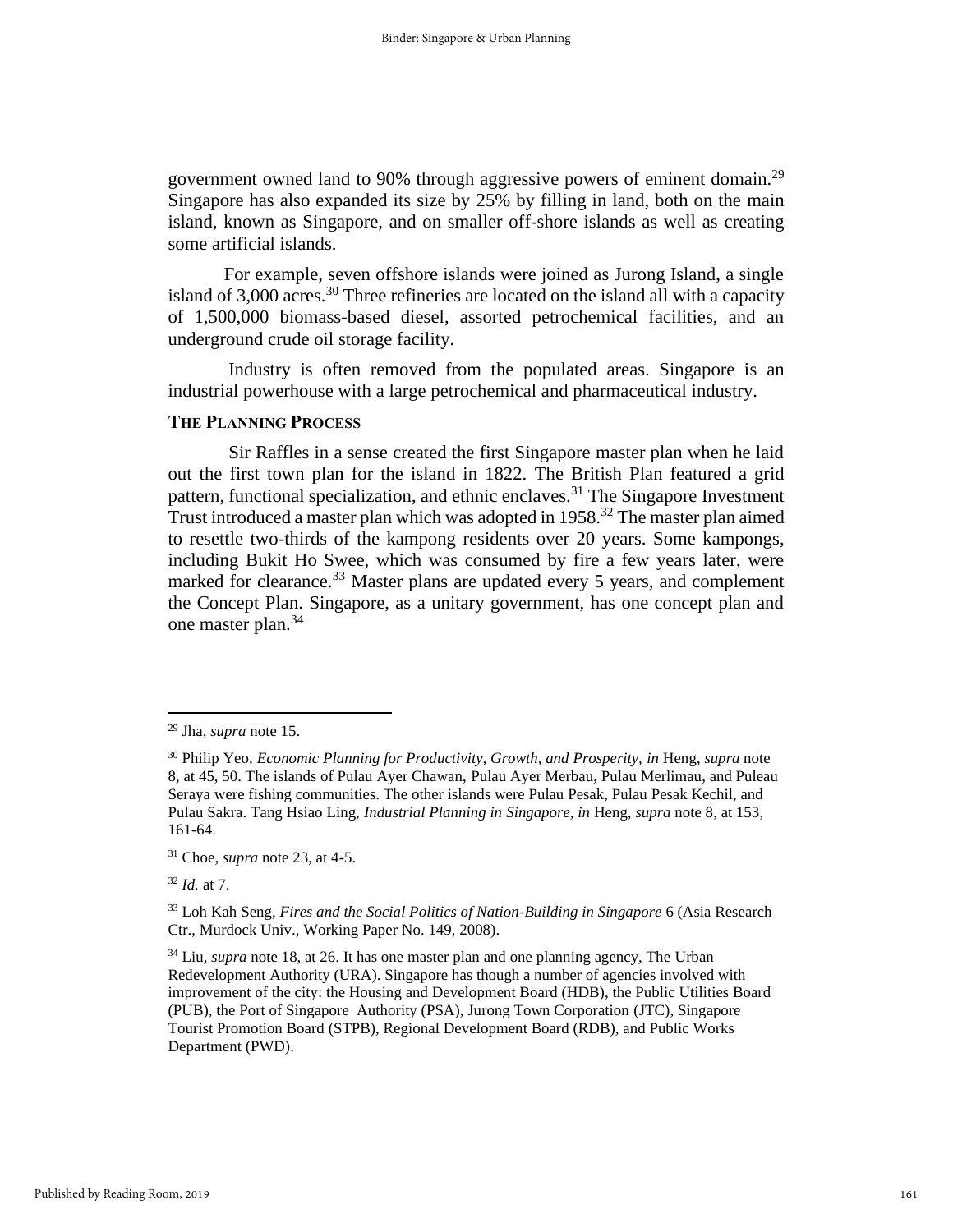government owned land to 90% through aggressive powers of eminent domain.[29] Singapore has also expanded its size by 25% by filling in land, both on the main island, known as Singapore, and on smaller off-shore islands as well as creating some artificial islands.

For example, seven offshore islands were joined as Jurong Island, a single island of 3,000 acres.[30] Three refineries are located on the island all with a capacity of 1,500,000 biomass-based diesel, assorted petrochemical facilities, and an underground crude oil storage facility.

Industry is often removed from the populated areas. Singapore is an industrial powerhouse with a large petrochemical and pharmaceutical industry.

### THE PLANNING PROCESS

Sir Raffles in a sense created the first Singapore master plan when he laid out the first town plan for the island in 1822. The British Plan featured a grid pattern, functional specialization, and ethnic enclaves.[31] The Singapore Investment Trust introduced a master plan which was adopted in 1958.[32] The master plan aimed to resettle two-thirds of the kampong residents over 20 years. Some kampongs, including Bukit Ho Swee, which was consumed by fire a few years later, were marked for clearance.[33] Master plans are updated every 5 years, and complement the Concept Plan. Singapore, as a unitary government, has one concept plan and one master plan.[34]

---

[29] Jha, *supra* note 15.

[30] Philip Yeo, *Economic Planning for Productivity, Growth, and Prosperity*, *in* Heng, *supra* note 8, at 45, 50. The islands of Pulau Ayer Chawan, Pulau Ayer Merbau, Pulau Merlimau, and Puleau Seraya were fishing communities. The other islands were Pulau Pesak, Pulau Pesak Kechil, and Pulau Sakra. Tang Hsiao Ling, *Industrial Planning in Singapore*, *in* Heng, *supra* note 8, at 153, 161-64.

[31] Choe, *supra* note 23, at 4-5.

[32] *Id.* at 7.

[33] Loh Kah Seng, *Fires and the Social Politics of Nation-Building in Singapore* 6 (Asia Research Ctr., Murdock Univ., Working Paper No. 149, 2008).

[34] Liu, *supra* note 18, at 26. It has one master plan and one planning agency, The Urban Redevelopment Authority (URA). Singapore has though a number of agencies involved with improvement of the city: the Housing and Development Board (HDB), the Public Utilities Board (PUB), the Port of Singapore Authority (PSA), Jurong Town Corporation (JTC), Singapore Tourist Promotion Board (STPB), Regional Development Board (RDB), and Public Works Department (PWD).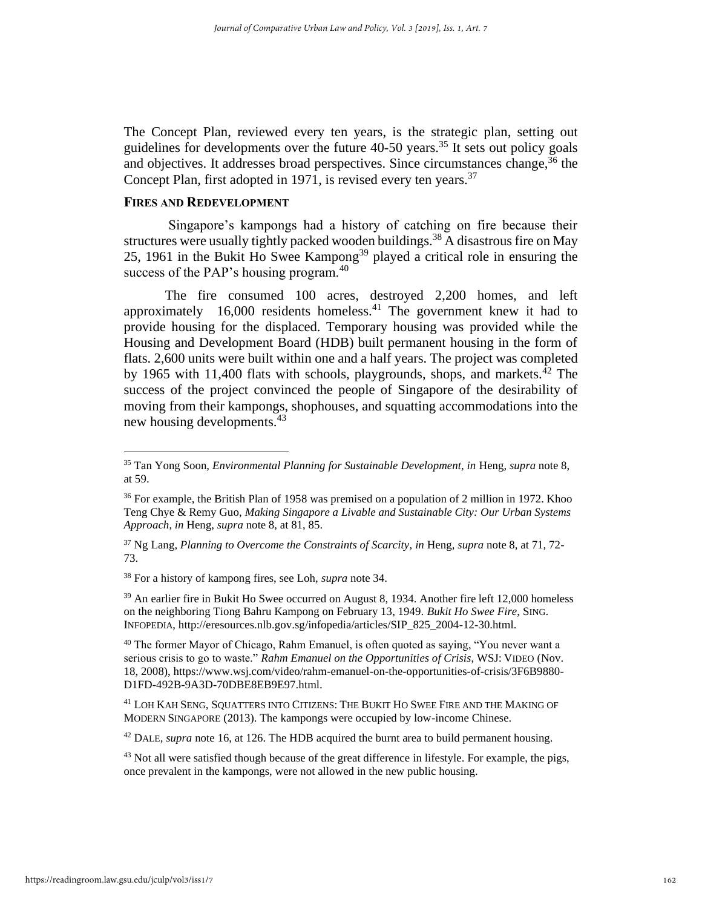The Concept Plan, reviewed every ten years, is the strategic plan, setting out guidelines for developments over the future 40-50 years.[35] It sets out policy goals and objectives. It addresses broad perspectives. Since circumstances change,[36] the Concept Plan, first adopted in 1971, is revised every ten years.[37]

#### FIRES AND REDEVELOPMENT

Singapore's kampongs had a history of catching on fire because their structures were usually tightly packed wooden buildings.[38] A disastrous fire on May 25, 1961 in the Bukit Ho Swee Kampong[39] played a critical role in ensuring the success of the PAP's housing program.[40]

The fire consumed 100 acres, destroyed 2,200 homes, and left approximately 16,000 residents homeless.[41] The government knew it had to provide housing for the displaced. Temporary housing was provided while the Housing and Development Board (HDB) built permanent housing in the form of flats. 2,600 units were built within one and a half years. The project was completed by 1965 with 11,400 flats with schools, playgrounds, shops, and markets.[42] The success of the project convinced the people of Singapore of the desirability of moving from their kampongs, shophouses, and squatting accommodations into the new housing developments.[43]

---

[35] Tan Yong Soon, *Environmental Planning for Sustainable Development*, *in* Heng, *supra* note 8, at 59.

[36] For example, the British Plan of 1958 was premised on a population of 2 million in 1972. Khoo Teng Chye & Remy Guo, *Making Singapore a Livable and Sustainable City: Our Urban Systems Approach*, *in* Heng, *supra* note 8, at 81, 85.

[37] Ng Lang, *Planning to Overcome the Constraints of Scarcity*, *in* Heng, *supra* note 8, at 71, 72-73.

[38] For a history of kampong fires, see Loh, *supra* note 34.

[39] An earlier fire in Bukit Ho Swee occurred on August 8, 1934. Another fire left 12,000 homeless on the neighboring Tiong Bahru Kampong on February 13, 1949. *Bukit Ho Swee Fire*, SING. INFOPEDIA, http://eresources.nlb.gov.sg/infopedia/articles/SIP_825_2004-12-30.html.

[40] The former Mayor of Chicago, Rahm Emanuel, is often quoted as saying, "You never want a serious crisis to go to waste." *Rahm Emanuel on the Opportunities of Crisis*, WSJ: VIDEO (Nov. 18, 2008), https://www.wsj.com/video/rahm-emanuel-on-the-opportunities-of-crisis/3F6B9880-D1FD-492B-9A3D-70DBE8EB9E97.html.

[41] LOH KAH SENG, SQUATTERS INTO CITIZENS: THE BUKIT HO SWEE FIRE AND THE MAKING OF MODERN SINGAPORE (2013). The kampongs were occupied by low-income Chinese.

[42] DALE, *supra* note 16, at 126. The HDB acquired the burnt area to build permanent housing.

[43] Not all were satisfied though because of the great difference in lifestyle. For example, the pigs, once prevalent in the kampongs, were not allowed in the new public housing.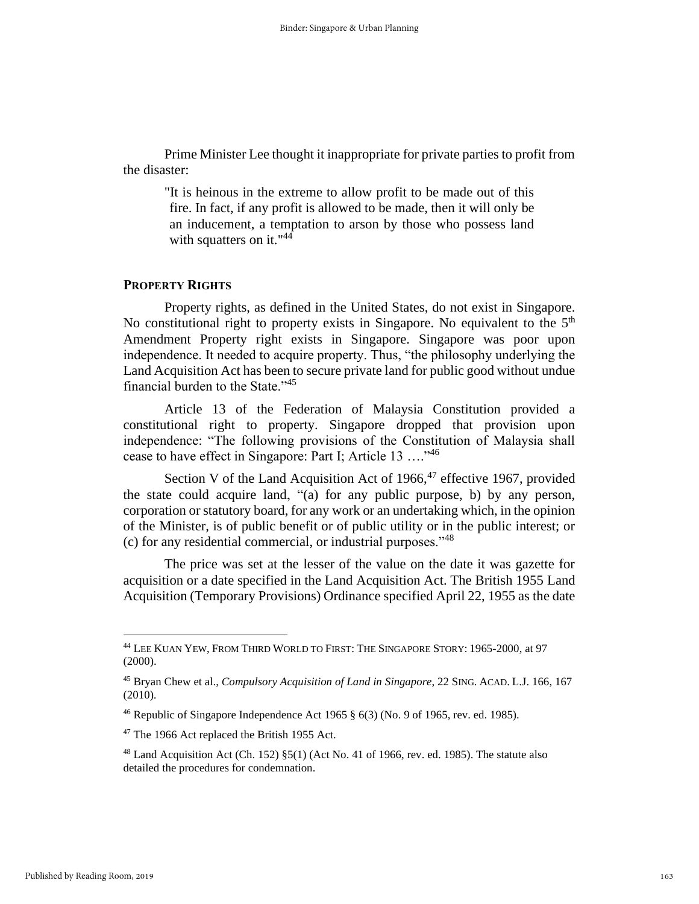Prime Minister Lee thought it inappropriate for private parties to profit from the disaster:

> "It is heinous in the extreme to allow profit to be made out of this fire. In fact, if any profit is allowed to be made, then it will only be an inducement, a temptation to arson by those who possess land with squatters on it."[44]

## PROPERTY RIGHTS

Property rights, as defined in the United States, do not exist in Singapore. No constitutional right to property exists in Singapore. No equivalent to the 5th Amendment Property right exists in Singapore. Singapore was poor upon independence. It needed to acquire property. Thus, "the philosophy underlying the Land Acquisition Act has been to secure private land for public good without undue financial burden to the State."[45]

Article 13 of the Federation of Malaysia Constitution provided a constitutional right to property. Singapore dropped that provision upon independence: "The following provisions of the Constitution of Malaysia shall cease to have effect in Singapore: Part I; Article 13 …."[46]

Section V of the Land Acquisition Act of 1966,[47] effective 1967, provided the state could acquire land, "(a) for any public purpose, b) by any person, corporation or statutory board, for any work or an undertaking which, in the opinion of the Minister, is of public benefit or of public utility or in the public interest; or (c) for any residential commercial, or industrial purposes."[48]

The price was set at the lesser of the value on the date it was gazette for acquisition or a date specified in the Land Acquisition Act. The British 1955 Land Acquisition (Temporary Provisions) Ordinance specified April 22, 1955 as the date

---

[44] LEE KUAN YEW, FROM THIRD WORLD TO FIRST: THE SINGAPORE STORY: 1965-2000, at 97 (2000).

[45] Bryan Chew et al., *Compulsory Acquisition of Land in Singapore*, 22 SING. ACAD. L.J. 166, 167 (2010).

[46] Republic of Singapore Independence Act 1965 § 6(3) (No. 9 of 1965, rev. ed. 1985).

[47] The 1966 Act replaced the British 1955 Act.

[48] Land Acquisition Act (Ch. 152) §5(1) (Act No. 41 of 1966, rev. ed. 1985). The statute also detailed the procedures for condemnation.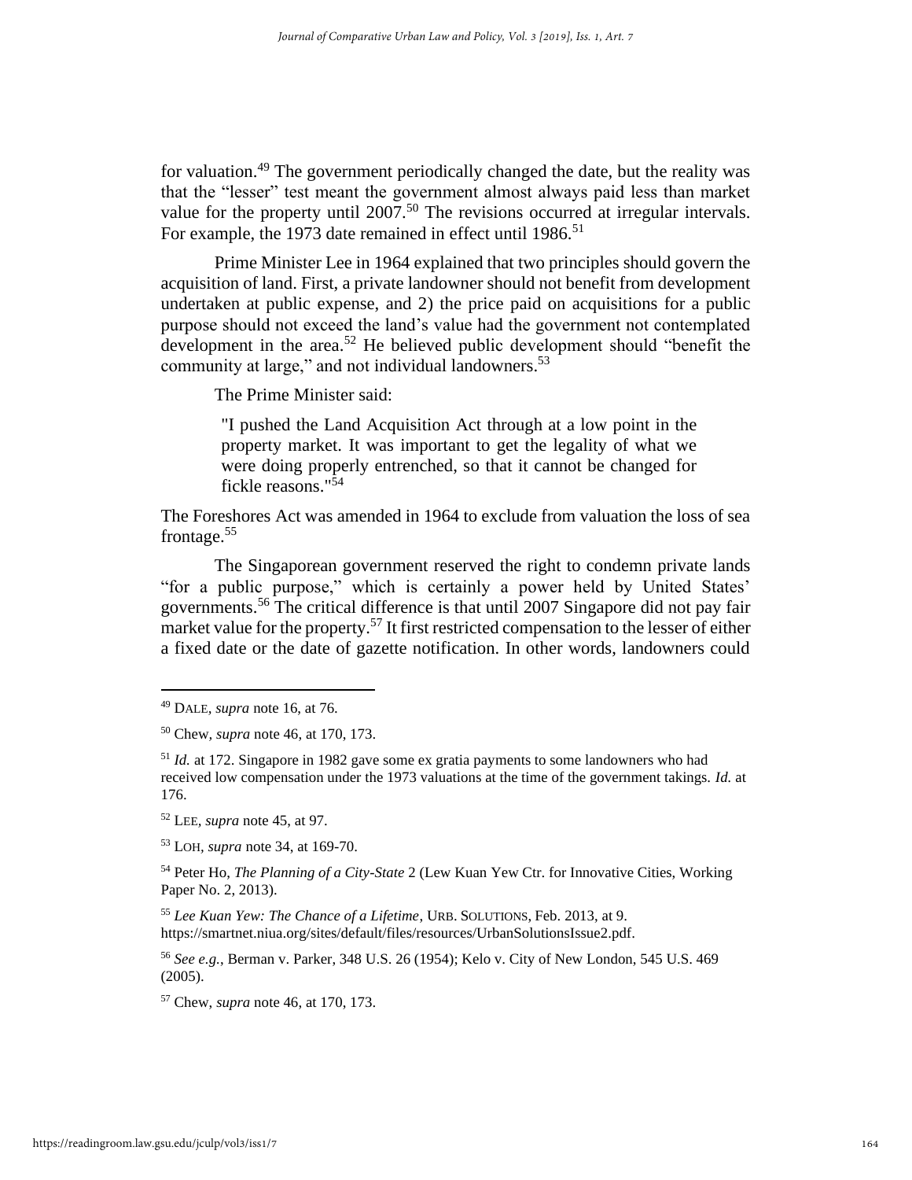for valuation.[49] The government periodically changed the date, but the reality was that the "lesser" test meant the government almost always paid less than market value for the property until 2007.[50] The revisions occurred at irregular intervals. For example, the 1973 date remained in effect until 1986.[51]

Prime Minister Lee in 1964 explained that two principles should govern the acquisition of land. First, a private landowner should not benefit from development undertaken at public expense, and 2) the price paid on acquisitions for a public purpose should not exceed the land's value had the government not contemplated development in the area.[52] He believed public development should "benefit the community at large," and not individual landowners.[53]

The Prime Minister said:

> "I pushed the Land Acquisition Act through at a low point in the property market. It was important to get the legality of what we were doing properly entrenched, so that it cannot be changed for fickle reasons."[54]

The Foreshores Act was amended in 1964 to exclude from valuation the loss of sea frontage.[55]

The Singaporean government reserved the right to condemn private lands "for a public purpose," which is certainly a power held by United States' governments.[56] The critical difference is that until 2007 Singapore did not pay fair market value for the property.[57] It first restricted compensation to the lesser of either a fixed date or the date of gazette notification. In other words, landowners could

---

[49] DALE, *supra* note 16, at 76.

[50] Chew, *supra* note 46, at 170, 173.

[51] *Id.* at 172. Singapore in 1982 gave some ex gratia payments to some landowners who had received low compensation under the 1973 valuations at the time of the government takings. *Id.* at 176.

[52] LEE, *supra* note 45, at 97.

[53] LOH, *supra* note 34, at 169-70.

[54] Peter Ho, *The Planning of a City-State* 2 (Lew Kuan Yew Ctr. for Innovative Cities, Working Paper No. 2, 2013).

[55] *Lee Kuan Yew: The Chance of a Lifetime*, URB. SOLUTIONS, Feb. 2013, at 9. https://smartnet.niua.org/sites/default/files/resources/UrbanSolutionsIssue2.pdf.

[56] *See e.g.*, Berman v. Parker, 348 U.S. 26 (1954); Kelo v. City of New London, 545 U.S. 469 (2005).

[57] Chew, *supra* note 46, at 170, 173.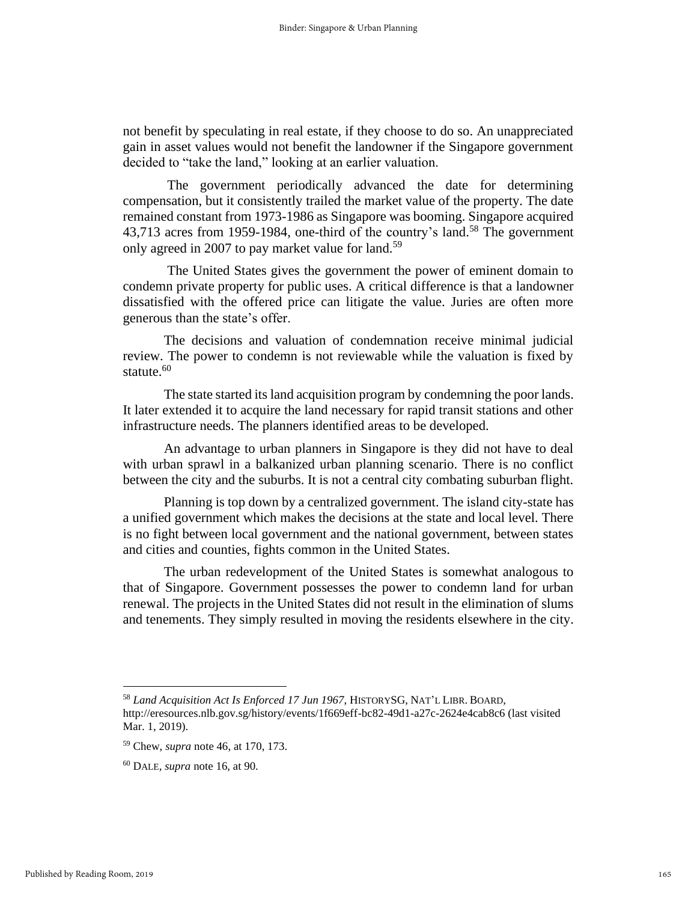not benefit by speculating in real estate, if they choose to do so. An unappreciated gain in asset values would not benefit the landowner if the Singapore government decided to "take the land," looking at an earlier valuation.

The government periodically advanced the date for determining compensation, but it consistently trailed the market value of the property. The date remained constant from 1973-1986 as Singapore was booming. Singapore acquired 43,713 acres from 1959-1984, one-third of the country's land.[58] The government only agreed in 2007 to pay market value for land.[59]

The United States gives the government the power of eminent domain to condemn private property for public uses. A critical difference is that a landowner dissatisfied with the offered price can litigate the value. Juries are often more generous than the state's offer.

The decisions and valuation of condemnation receive minimal judicial review. The power to condemn is not reviewable while the valuation is fixed by statute.[60]

The state started its land acquisition program by condemning the poor lands. It later extended it to acquire the land necessary for rapid transit stations and other infrastructure needs. The planners identified areas to be developed.

An advantage to urban planners in Singapore is they did not have to deal with urban sprawl in a balkanized urban planning scenario. There is no conflict between the city and the suburbs. It is not a central city combating suburban flight.

Planning is top down by a centralized government. The island city-state has a unified government which makes the decisions at the state and local level. There is no fight between local government and the national government, between states and cities and counties, fights common in the United States.

The urban redevelopment of the United States is somewhat analogous to that of Singapore. Government possesses the power to condemn land for urban renewal. The projects in the United States did not result in the elimination of slums and tenements. They simply resulted in moving the residents elsewhere in the city.

---

[58] *Land Acquisition Act Is Enforced 17 Jun 1967*, HISTORYSG, NAT'L LIBR. BOARD, http://eresources.nlb.gov.sg/history/events/1f669eff-bc82-49d1-a27c-2624e4cab8c6 (last visited Mar. 1, 2019).

[59] Chew, *supra* note 46, at 170, 173.

[60] DALE, *supra* note 16, at 90.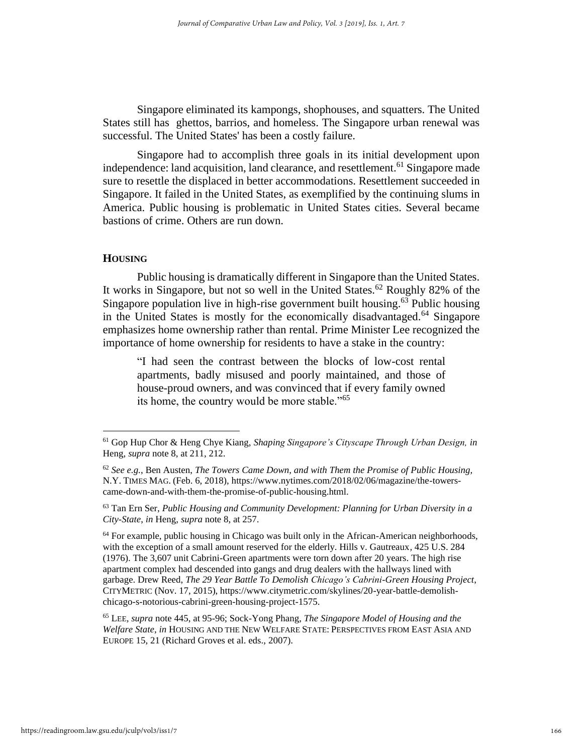Singapore eliminated its kampongs, shophouses, and squatters. The United States still has ghettos, barrios, and homeless. The Singapore urban renewal was successful. The United States' has been a costly failure.

Singapore had to accomplish three goals in its initial development upon independence: land acquisition, land clearance, and resettlement.[61] Singapore made sure to resettle the displaced in better accommodations. Resettlement succeeded in Singapore. It failed in the United States, as exemplified by the continuing slums in America. Public housing is problematic in United States cities. Several became bastions of crime. Others are run down.

## **HOUSING**

Public housing is dramatically different in Singapore than the United States. It works in Singapore, but not so well in the United States.[62] Roughly 82% of the Singapore population live in high-rise government built housing.[63] Public housing in the United States is mostly for the economically disadvantaged.[64] Singapore emphasizes home ownership rather than rental. Prime Minister Lee recognized the importance of home ownership for residents to have a stake in the country:

> "I had seen the contrast between the blocks of low-cost rental apartments, badly misused and poorly maintained, and those of house-proud owners, and was convinced that if every family owned its home, the country would be more stable."[65]

---

[61] Gop Hup Chor & Heng Chye Kiang, *Shaping Singapore's Cityscape Through Urban Design, in* Heng, *supra* note 8, at 211, 212.

[62] *See e.g.*, Ben Austen, *The Towers Came Down, and with Them the Promise of Public Housing,* N.Y. TIMES MAG. (Feb. 6, 2018), https://www.nytimes.com/2018/02/06/magazine/the-towers-came-down-and-with-them-the-promise-of-public-housing.html.

[63] Tan Ern Ser, *Public Housing and Community Development: Planning for Urban Diversity in a City-State*, *in* Heng, *supra* note 8, at 257.

[64] For example, public housing in Chicago was built only in the African-American neighborhoods, with the exception of a small amount reserved for the elderly. Hills v. Gautreaux, 425 U.S. 284 (1976). The 3,607 unit Cabrini-Green apartments were torn down after 20 years. The high rise apartment complex had descended into gangs and drug dealers with the hallways lined with garbage. Drew Reed, *The 29 Year Battle To Demolish Chicago's Cabrini-Green Housing Project,* CITYMETRIC (Nov. 17, 2015), https://www.citymetric.com/skylines/20-year-battle-demolish-chicago-s-notorious-cabrini-green-housing-project-1575.

[65] LEE, *supra* note 445, at 95-96; Sock-Yong Phang, *The Singapore Model of Housing and the Welfare State*, *in* HOUSING AND THE NEW WELFARE STATE: PERSPECTIVES FROM EAST ASIA AND EUROPE 15, 21 (Richard Groves et al. eds., 2007).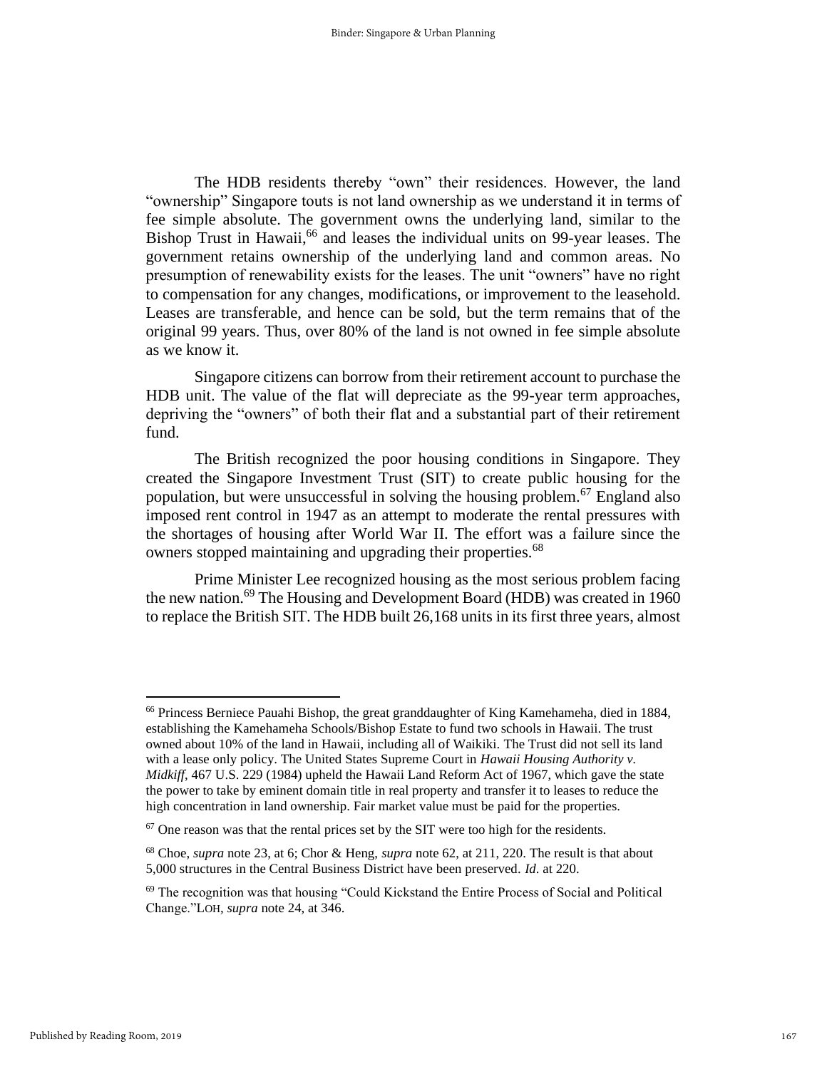The HDB residents thereby "own" their residences. However, the land "ownership" Singapore touts is not land ownership as we understand it in terms of fee simple absolute. The government owns the underlying land, similar to the Bishop Trust in Hawaii,[66] and leases the individual units on 99-year leases. The government retains ownership of the underlying land and common areas. No presumption of renewability exists for the leases. The unit "owners" have no right to compensation for any changes, modifications, or improvement to the leasehold. Leases are transferable, and hence can be sold, but the term remains that of the original 99 years. Thus, over 80% of the land is not owned in fee simple absolute as we know it.

Singapore citizens can borrow from their retirement account to purchase the HDB unit. The value of the flat will depreciate as the 99-year term approaches, depriving the "owners" of both their flat and a substantial part of their retirement fund.

The British recognized the poor housing conditions in Singapore. They created the Singapore Investment Trust (SIT) to create public housing for the population, but were unsuccessful in solving the housing problem.[67] England also imposed rent control in 1947 as an attempt to moderate the rental pressures with the shortages of housing after World War II. The effort was a failure since the owners stopped maintaining and upgrading their properties.[68]

Prime Minister Lee recognized housing as the most serious problem facing the new nation.[69] The Housing and Development Board (HDB) was created in 1960 to replace the British SIT. The HDB built 26,168 units in its first three years, almost

---

[66] Princess Berniece Pauahi Bishop, the great granddaughter of King Kamehameha, died in 1884, establishing the Kamehameha Schools/Bishop Estate to fund two schools in Hawaii. The trust owned about 10% of the land in Hawaii, including all of Waikiki. The Trust did not sell its land with a lease only policy. The United States Supreme Court in *Hawaii Housing Authority v. Midkiff*, 467 U.S. 229 (1984) upheld the Hawaii Land Reform Act of 1967, which gave the state the power to take by eminent domain title in real property and transfer it to leases to reduce the high concentration in land ownership. Fair market value must be paid for the properties.

[67] One reason was that the rental prices set by the SIT were too high for the residents.

[68] Choe, *supra* note 23, at 6; Chor & Heng, *supra* note 62, at 211, 220. The result is that about 5,000 structures in the Central Business District have been preserved. *Id*. at 220.

[69] The recognition was that housing "Could Kickstand the Entire Process of Social and Political Change."LOH, *supra* note 24, at 346.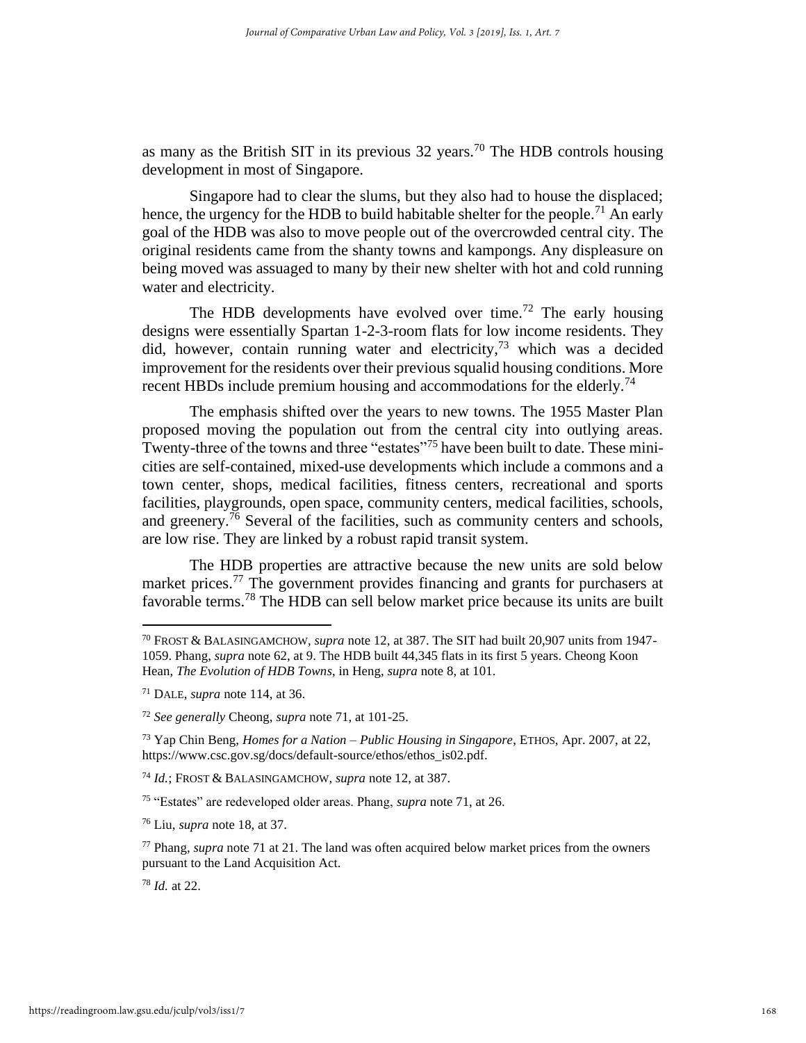as many as the British SIT in its previous 32 years.[70] The HDB controls housing development in most of Singapore.

Singapore had to clear the slums, but they also had to house the displaced; hence, the urgency for the HDB to build habitable shelter for the people.[71] An early goal of the HDB was also to move people out of the overcrowded central city. The original residents came from the shanty towns and kampongs. Any displeasure on being moved was assuaged to many by their new shelter with hot and cold running water and electricity.

The HDB developments have evolved over time.[72] The early housing designs were essentially Spartan 1-2-3-room flats for low income residents. They did, however, contain running water and electricity,[73] which was a decided improvement for the residents over their previous squalid housing conditions. More recent HBDs include premium housing and accommodations for the elderly.[74]

The emphasis shifted over the years to new towns. The 1955 Master Plan proposed moving the population out from the central city into outlying areas. Twenty-three of the towns and three "estates"[75] have been built to date. These mini-cities are self-contained, mixed-use developments which include a commons and a town center, shops, medical facilities, fitness centers, recreational and sports facilities, playgrounds, open space, community centers, medical facilities, schools, and greenery.[76] Several of the facilities, such as community centers and schools, are low rise. They are linked by a robust rapid transit system.

The HDB properties are attractive because the new units are sold below market prices.[77] The government provides financing and grants for purchasers at favorable terms.[78] The HDB can sell below market price because its units are built

---

[70] FROST & BALASINGAMCHOW, *supra* note 12, at 387. The SIT had built 20,907 units from 1947-1059. Phang, *supra* note 62, at 9. The HDB built 44,345 flats in its first 5 years. Cheong Koon Hean, *The Evolution of HDB Towns*, in Heng, *supra* note 8, at 101.

[71] DALE, *supra* note 114, at 36.

[72] *See generally* Cheong, *supra* note 71, at 101-25.

[73] Yap Chin Beng, *Homes for a Nation – Public Housing in Singapore*, ETHOS, Apr. 2007, at 22, https://www.csc.gov.sg/docs/default-source/ethos/ethos_is02.pdf.

[74] *Id.*; FROST & BALASINGAMCHOW, *supra* note 12, at 387.

[75] "Estates" are redeveloped older areas. Phang, *supra* note 71, at 26.

[76] Liu, *supra* note 18, at 37.

[77] Phang, *supra* note 71 at 21. The land was often acquired below market prices from the owners pursuant to the Land Acquisition Act.

[78] *Id.* at 22.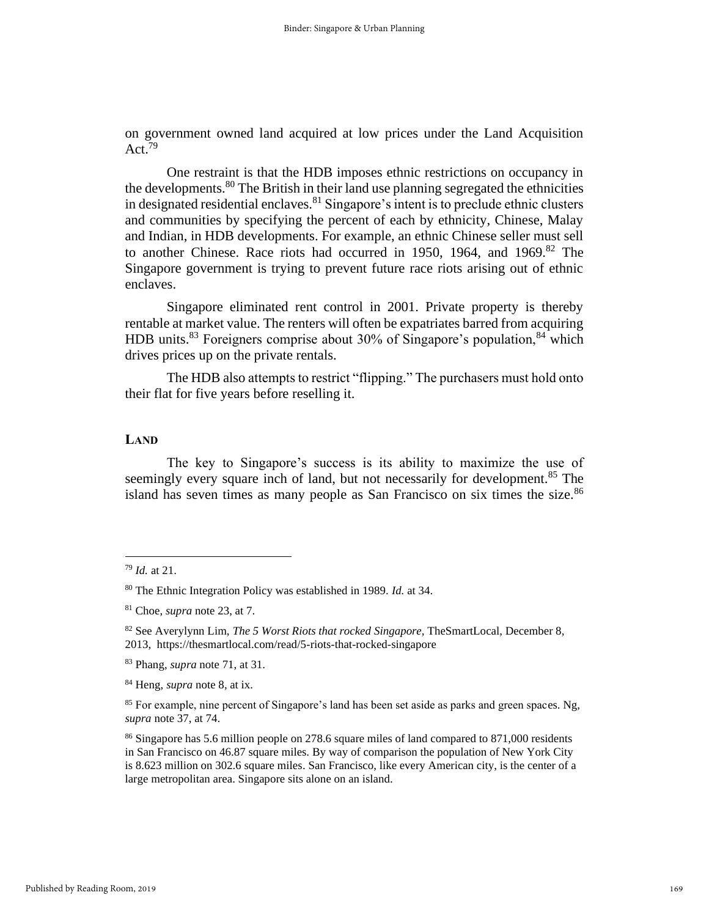on government owned land acquired at low prices under the Land Acquisition Act.[79]

One restraint is that the HDB imposes ethnic restrictions on occupancy in the developments.[80] The British in their land use planning segregated the ethnicities in designated residential enclaves.[81] Singapore's intent is to preclude ethnic clusters and communities by specifying the percent of each by ethnicity, Chinese, Malay and Indian, in HDB developments. For example, an ethnic Chinese seller must sell to another Chinese. Race riots had occurred in 1950, 1964, and 1969.[82] The Singapore government is trying to prevent future race riots arising out of ethnic enclaves.

Singapore eliminated rent control in 2001. Private property is thereby rentable at market value. The renters will often be expatriates barred from acquiring HDB units.[83] Foreigners comprise about 30% of Singapore's population,[84] which drives prices up on the private rentals.

The HDB also attempts to restrict "flipping." The purchasers must hold onto their flat for five years before reselling it.

## LAND

The key to Singapore's success is its ability to maximize the use of seemingly every square inch of land, but not necessarily for development.[85] The island has seven times as many people as San Francisco on six times the size.[86]

---

[79] *Id.* at 21.

[80] The Ethnic Integration Policy was established in 1989. *Id.* at 34.

[81] Choe, *supra* note 23, at 7.

[82] See Averylynn Lim, *The 5 Worst Riots that rocked Singapore,* TheSmartLocal, December 8, 2013, https://thesmartlocal.com/read/5-riots-that-rocked-singapore

[83] Phang, *supra* note 71, at 31.

[84] Heng, *supra* note 8, at ix.

[85] For example, nine percent of Singapore's land has been set aside as parks and green spaces. Ng, *supra* note 37, at 74.

[86] Singapore has 5.6 million people on 278.6 square miles of land compared to 871,000 residents in San Francisco on 46.87 square miles. By way of comparison the population of New York City is 8.623 million on 302.6 square miles. San Francisco, like every American city, is the center of a large metropolitan area. Singapore sits alone on an island.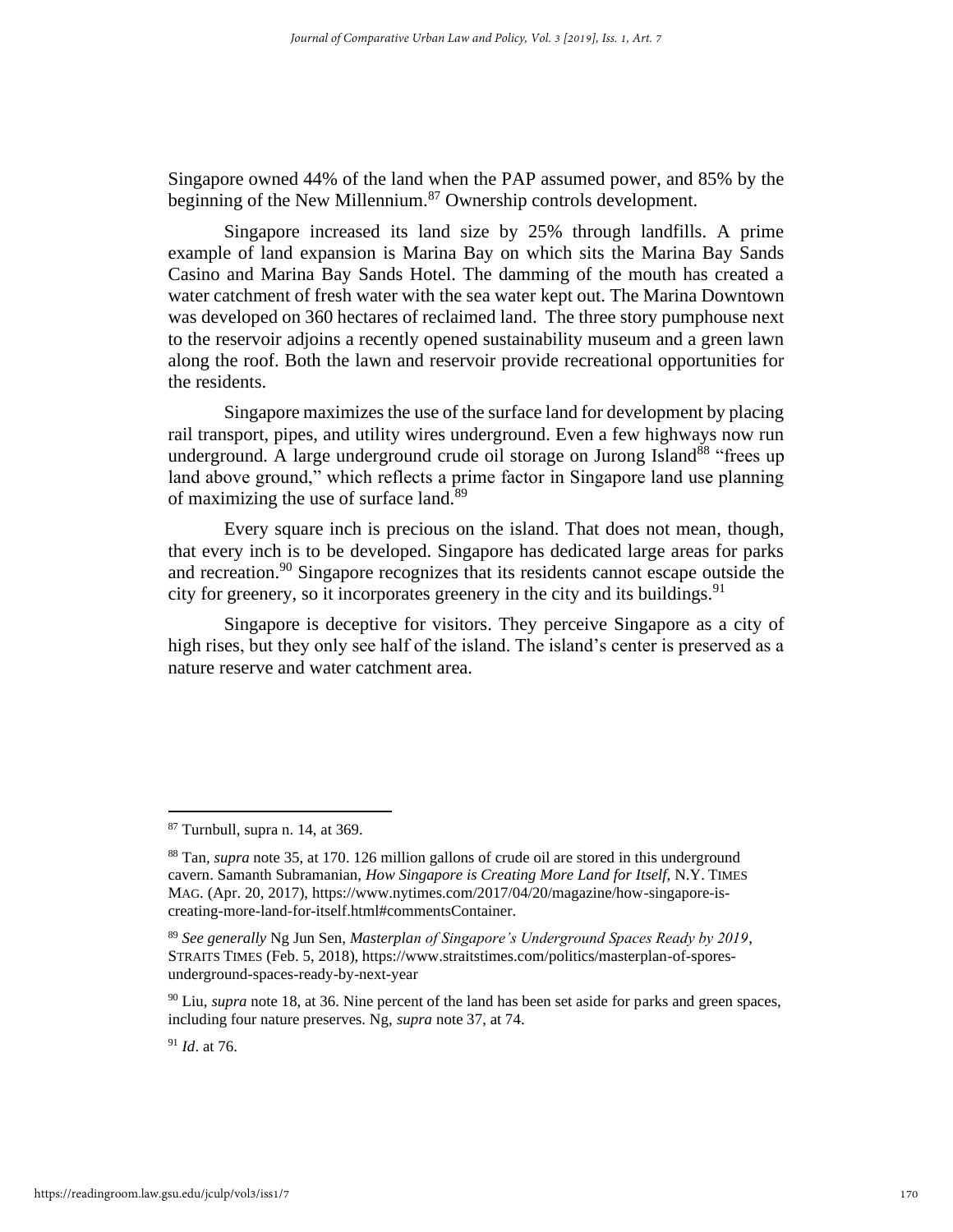Singapore owned 44% of the land when the PAP assumed power, and 85% by the beginning of the New Millennium.[87] Ownership controls development.

Singapore increased its land size by 25% through landfills. A prime example of land expansion is Marina Bay on which sits the Marina Bay Sands Casino and Marina Bay Sands Hotel. The damming of the mouth has created a water catchment of fresh water with the sea water kept out. The Marina Downtown was developed on 360 hectares of reclaimed land. The three story pumphouse next to the reservoir adjoins a recently opened sustainability museum and a green lawn along the roof. Both the lawn and reservoir provide recreational opportunities for the residents.

Singapore maximizes the use of the surface land for development by placing rail transport, pipes, and utility wires underground. Even a few highways now run underground. A large underground crude oil storage on Jurong Island[88] "frees up land above ground," which reflects a prime factor in Singapore land use planning of maximizing the use of surface land.[89]

Every square inch is precious on the island. That does not mean, though, that every inch is to be developed. Singapore has dedicated large areas for parks and recreation.[90] Singapore recognizes that its residents cannot escape outside the city for greenery, so it incorporates greenery in the city and its buildings.[91]

Singapore is deceptive for visitors. They perceive Singapore as a city of high rises, but they only see half of the island. The island's center is preserved as a nature reserve and water catchment area.

---

[87] Turnbull, supra n. 14, at 369.

[88] Tan, *supra* note 35, at 170. 126 million gallons of crude oil are stored in this underground cavern. Samanth Subramanian, *How Singapore is Creating More Land for Itself,* N.Y. TIMES MAG. (Apr. 20, 2017), https://www.nytimes.com/2017/04/20/magazine/how-singapore-is-creating-more-land-for-itself.html#commentsContainer.

[89] *See generally* Ng Jun Sen, *Masterplan of Singapore's Underground Spaces Ready by 2019*, STRAITS TIMES (Feb. 5, 2018), https://www.straitstimes.com/politics/masterplan-of-spores-underground-spaces-ready-by-next-year

[90] Liu, *supra* note 18, at 36. Nine percent of the land has been set aside for parks and green spaces, including four nature preserves. Ng, *supra* note 37, at 74.

[91] *Id*. at 76.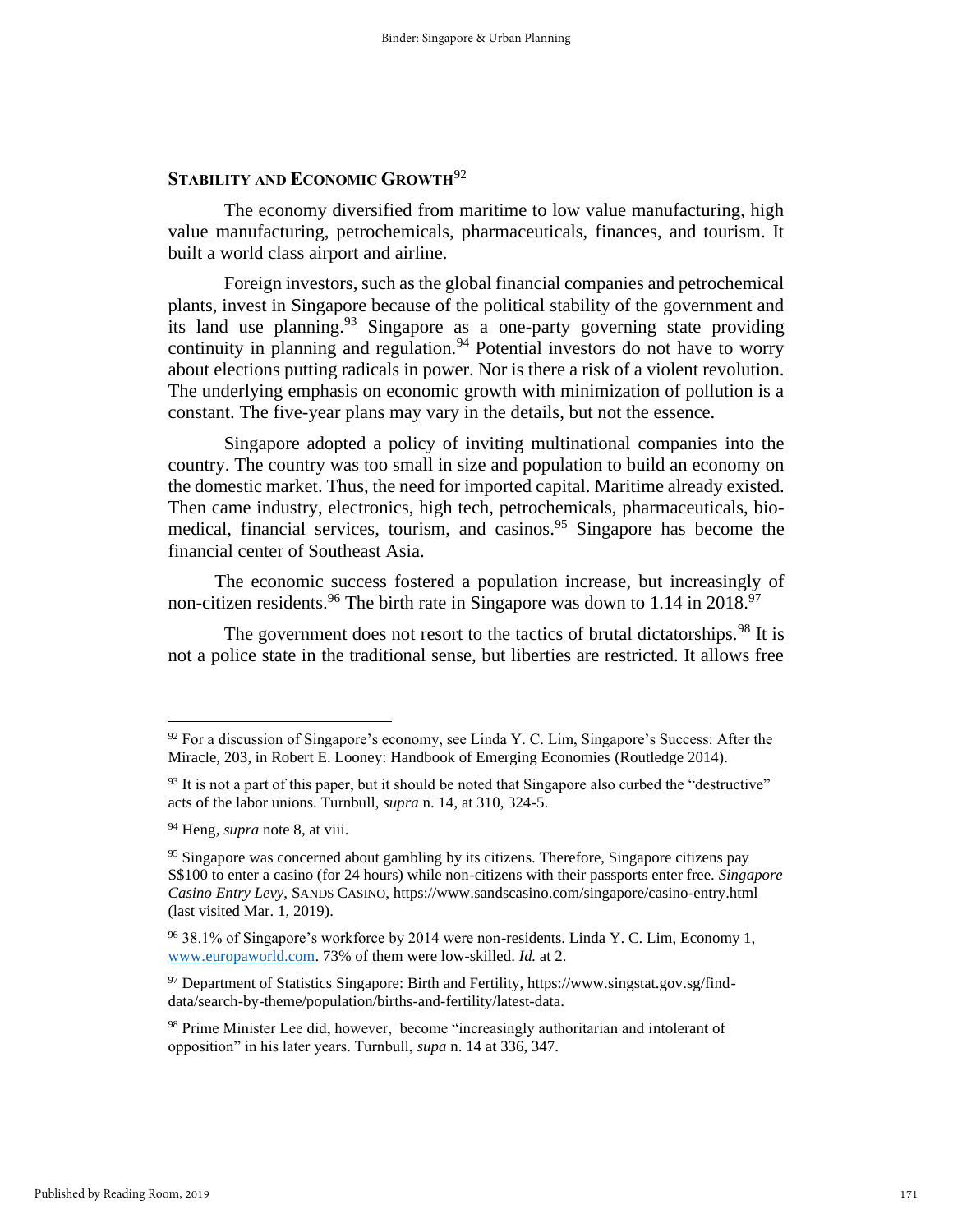## STABILITY AND ECONOMIC GROWTH[92]

The economy diversified from maritime to low value manufacturing, high value manufacturing, petrochemicals, pharmaceuticals, finances, and tourism. It built a world class airport and airline.

Foreign investors, such as the global financial companies and petrochemical plants, invest in Singapore because of the political stability of the government and its land use planning.[93] Singapore as a one-party governing state providing continuity in planning and regulation.[94] Potential investors do not have to worry about elections putting radicals in power. Nor is there a risk of a violent revolution. The underlying emphasis on economic growth with minimization of pollution is a constant. The five-year plans may vary in the details, but not the essence.

Singapore adopted a policy of inviting multinational companies into the country. The country was too small in size and population to build an economy on the domestic market. Thus, the need for imported capital. Maritime already existed. Then came industry, electronics, high tech, petrochemicals, pharmaceuticals, bio-medical, financial services, tourism, and casinos.[95] Singapore has become the financial center of Southeast Asia.

The economic success fostered a population increase, but increasingly of non-citizen residents.[96] The birth rate in Singapore was down to 1.14 in 2018.[97]

The government does not resort to the tactics of brutal dictatorships.[98] It is not a police state in the traditional sense, but liberties are restricted. It allows free

---

[92] For a discussion of Singapore's economy, see Linda Y. C. Lim, Singapore's Success: After the Miracle, 203, in Robert E. Looney: Handbook of Emerging Economies (Routledge 2014).

[93] It is not a part of this paper, but it should be noted that Singapore also curbed the "destructive" acts of the labor unions. Turnbull, *supra* n. 14, at 310, 324-5.

[94] Heng, *supra* note 8, at viii.

[95] Singapore was concerned about gambling by its citizens. Therefore, Singapore citizens pay S$100 to enter a casino (for 24 hours) while non-citizens with their passports enter free. *Singapore Casino Entry Levy*, SANDS CASINO, https://www.sandscasino.com/singapore/casino-entry.html (last visited Mar. 1, 2019).

[96] 38.1% of Singapore's workforce by 2014 were non-residents. Linda Y. C. Lim, Economy 1, www.europaworld.com. 73% of them were low-skilled. *Id.* at 2.

[97] Department of Statistics Singapore: Birth and Fertility, https://www.singstat.gov.sg/find-data/search-by-theme/population/births-and-fertility/latest-data.

[98] Prime Minister Lee did, however, become "increasingly authoritarian and intolerant of opposition" in his later years. Turnbull, *supa* n. 14 at 336, 347.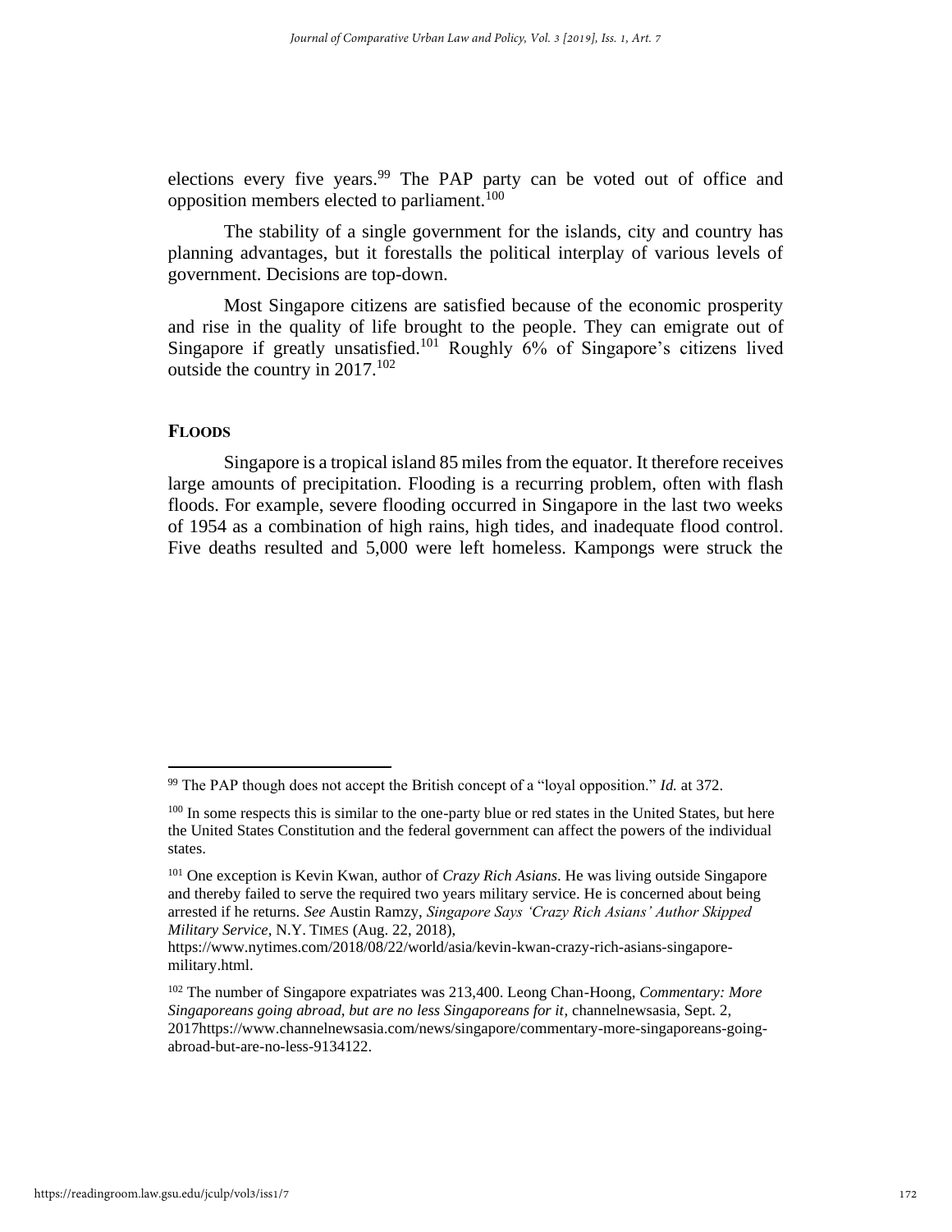elections every five years.[99] The PAP party can be voted out of office and opposition members elected to parliament.[100]

The stability of a single government for the islands, city and country has planning advantages, but it forestalls the political interplay of various levels of government. Decisions are top-down.

Most Singapore citizens are satisfied because of the economic prosperity and rise in the quality of life brought to the people. They can emigrate out of Singapore if greatly unsatisfied.[101] Roughly 6% of Singapore's citizens lived outside the country in 2017.[102]

## FLOODS

Singapore is a tropical island 85 miles from the equator. It therefore receives large amounts of precipitation. Flooding is a recurring problem, often with flash floods. For example, severe flooding occurred in Singapore in the last two weeks of 1954 as a combination of high rains, high tides, and inadequate flood control. Five deaths resulted and 5,000 were left homeless. Kampongs were struck the

---

[99] The PAP though does not accept the British concept of a "loyal opposition." *Id.* at 372.

[100] In some respects this is similar to the one-party blue or red states in the United States, but here the United States Constitution and the federal government can affect the powers of the individual states.

[101] One exception is Kevin Kwan, author of *Crazy Rich Asians*. He was living outside Singapore and thereby failed to serve the required two years military service. He is concerned about being arrested if he returns. *See* Austin Ramzy, *Singapore Says 'Crazy Rich Asians' Author Skipped Military Service*, N.Y. TIMES (Aug. 22, 2018), https://www.nytimes.com/2018/08/22/world/asia/kevin-kwan-crazy-rich-asians-singapore-military.html.

[102] The number of Singapore expatriates was 213,400. Leong Chan-Hoong, *Commentary: More Singaporeans going abroad, but are no less Singaporeans for it*, channelnewsasia, Sept. 2, 2017https://www.channelnewsasia.com/news/singapore/commentary-more-singaporeans-going-abroad-but-are-no-less-9134122.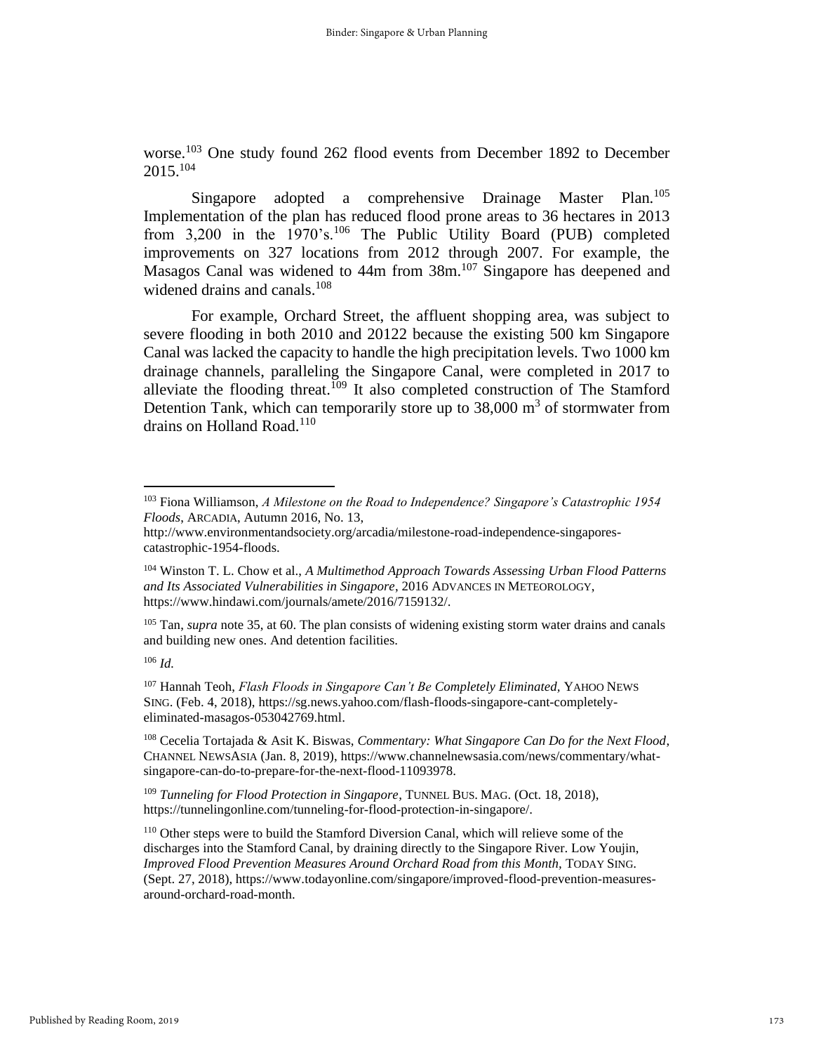worse.[103] One study found 262 flood events from December 1892 to December 2015.[104]

Singapore adopted a comprehensive Drainage Master Plan.[105] Implementation of the plan has reduced flood prone areas to 36 hectares in 2013 from 3,200 in the 1970's.[106] The Public Utility Board (PUB) completed improvements on 327 locations from 2012 through 2007. For example, the Masagos Canal was widened to 44m from 38m.[107] Singapore has deepened and widened drains and canals.[108]

For example, Orchard Street, the affluent shopping area, was subject to severe flooding in both 2010 and 20122 because the existing 500 km Singapore Canal was lacked the capacity to handle the high precipitation levels. Two 1000 km drainage channels, paralleling the Singapore Canal, were completed in 2017 to alleviate the flooding threat.[109] It also completed construction of The Stamford Detention Tank, which can temporarily store up to 38,000 m$^3$ of stormwater from drains on Holland Road.[110]

---

[103] Fiona Williamson, *A Milestone on the Road to Independence? Singapore's Catastrophic 1954 Floods*, ARCADIA, Autumn 2016, No. 13, http://www.environmentandsociety.org/arcadia/milestone-road-independence-singapores-catastrophic-1954-floods.

[104] Winston T. L. Chow et al., *A Multimethod Approach Towards Assessing Urban Flood Patterns and Its Associated Vulnerabilities in Singapore*, 2016 ADVANCES IN METEOROLOGY, https://www.hindawi.com/journals/amete/2016/7159132/.

[105] Tan, *supra* note 35, at 60. The plan consists of widening existing storm water drains and canals and building new ones. And detention facilities.

[106] *Id.*

[107] Hannah Teoh, *Flash Floods in Singapore Can't Be Completely Eliminated*, YAHOO NEWS SING. (Feb. 4, 2018), https://sg.news.yahoo.com/flash-floods-singapore-cant-completely-eliminated-masagos-053042769.html.

[108] Cecelia Tortajada & Asit K. Biswas, *Commentary: What Singapore Can Do for the Next Flood*, CHANNEL NEWSASIA (Jan. 8, 2019), https://www.channelnewsasia.com/news/commentary/what-singapore-can-do-to-prepare-for-the-next-flood-11093978.

[109] *Tunneling for Flood Protection in Singapore*, TUNNEL BUS. MAG. (Oct. 18, 2018), https://tunnelingonline.com/tunneling-for-flood-protection-in-singapore/.

[110] Other steps were to build the Stamford Diversion Canal, which will relieve some of the discharges into the Stamford Canal, by draining directly to the Singapore River. Low Youjin, *Improved Flood Prevention Measures Around Orchard Road from this Month*, TODAY SING. (Sept. 27, 2018), https://www.todayonline.com/singapore/improved-flood-prevention-measures-around-orchard-road-month.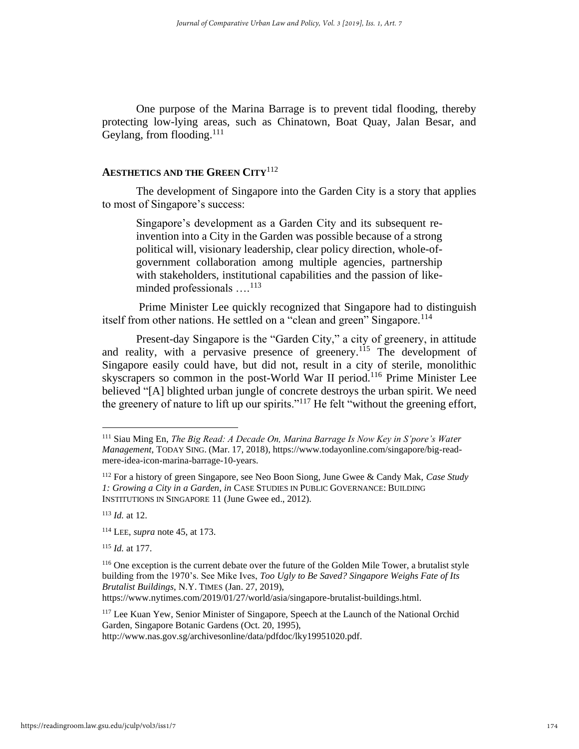One purpose of the Marina Barrage is to prevent tidal flooding, thereby protecting low-lying areas, such as Chinatown, Boat Quay, Jalan Besar, and Geylang, from flooding.[111]

## AESTHETICS AND THE GREEN CITY[112]

The development of Singapore into the Garden City is a story that applies to most of Singapore's success:

> Singapore's development as a Garden City and its subsequent re-invention into a City in the Garden was possible because of a strong political will, visionary leadership, clear policy direction, whole-of-government collaboration among multiple agencies, partnership with stakeholders, institutional capabilities and the passion of like-minded professionals ….[113]

Prime Minister Lee quickly recognized that Singapore had to distinguish itself from other nations. He settled on a "clean and green" Singapore.[114]

Present-day Singapore is the "Garden City," a city of greenery, in attitude and reality, with a pervasive presence of greenery.[115] The development of Singapore easily could have, but did not, result in a city of sterile, monolithic skyscrapers so common in the post-World War II period.[116] Prime Minister Lee believed "[A] blighted urban jungle of concrete destroys the urban spirit. We need the greenery of nature to lift up our spirits."[117] He felt "without the greening effort,

---

[111] Siau Ming En, *The Big Read: A Decade On, Marina Barrage Is Now Key in S'pore's Water Management*, TODAY SING. (Mar. 17, 2018), https://www.todayonline.com/singapore/big-read-mere-idea-icon-marina-barrage-10-years.

[112] For a history of green Singapore, see Neo Boon Siong, June Gwee & Candy Mak, *Case Study 1: Growing a City in a Garden*, *in* CASE STUDIES IN PUBLIC GOVERNANCE: BUILDING INSTITUTIONS IN SINGAPORE 11 (June Gwee ed., 2012).

[113] *Id.* at 12.

[114] LEE, *supra* note 45, at 173.

[115] *Id.* at 177.

[116] One exception is the current debate over the future of the Golden Mile Tower, a brutalist style building from the 1970's. See Mike Ives, *Too Ugly to Be Saved? Singapore Weighs Fate of Its Brutalist Buildings*, N.Y. TIMES (Jan. 27, 2019), https://www.nytimes.com/2019/01/27/world/asia/singapore-brutalist-buildings.html.

[117] Lee Kuan Yew, Senior Minister of Singapore, Speech at the Launch of the National Orchid Garden, Singapore Botanic Gardens (Oct. 20, 1995), http://www.nas.gov.sg/archivesonline/data/pdfdoc/lky19951020.pdf.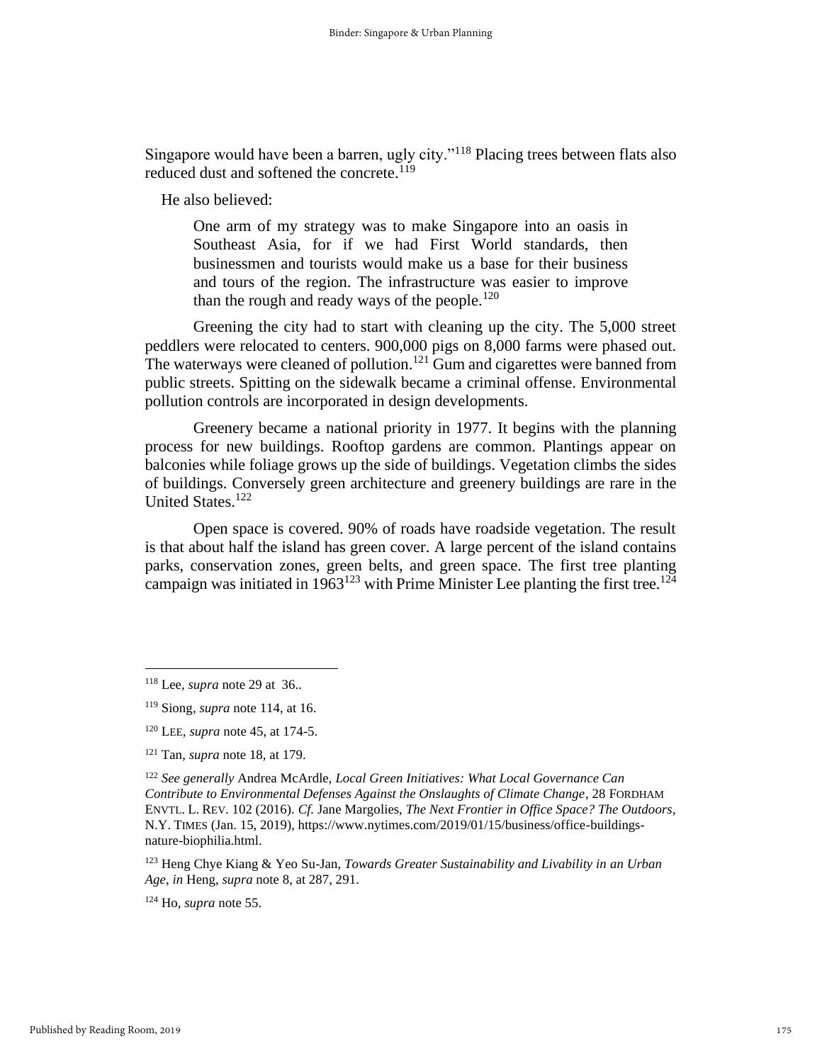Singapore would have been a barren, ugly city."[118] Placing trees between flats also reduced dust and softened the concrete.[119]

He also believed:

> One arm of my strategy was to make Singapore into an oasis in Southeast Asia, for if we had First World standards, then businessmen and tourists would make us a base for their business and tours of the region. The infrastructure was easier to improve than the rough and ready ways of the people.[120]

Greening the city had to start with cleaning up the city. The 5,000 street peddlers were relocated to centers. 900,000 pigs on 8,000 farms were phased out. The waterways were cleaned of pollution.[121] Gum and cigarettes were banned from public streets. Spitting on the sidewalk became a criminal offense. Environmental pollution controls are incorporated in design developments.

Greenery became a national priority in 1977. It begins with the planning process for new buildings. Rooftop gardens are common. Plantings appear on balconies while foliage grows up the side of buildings. Vegetation climbs the sides of buildings. Conversely green architecture and greenery buildings are rare in the United States.[122]

Open space is covered. 90% of roads have roadside vegetation. The result is that about half the island has green cover. A large percent of the island contains parks, conservation zones, green belts, and green space. The first tree planting campaign was initiated in 1963[123] with Prime Minister Lee planting the first tree.[124]

---

[118] Lee, *supra* note 29 at 36..

[119] Siong, *supra* note 114, at 16.

[120] LEE, *supra* note 45, at 174-5.

[121] Tan, *supra* note 18, at 179.

[122] *See generally* Andrea McArdle, *Local Green Initiatives: What Local Governance Can Contribute to Environmental Defenses Against the Onslaughts of Climate Change*, 28 FORDHAM ENVTL. L. REV. 102 (2016). *Cf.* Jane Margolies, *The Next Frontier in Office Space? The Outdoors*, N.Y. TIMES (Jan. 15, 2019), https://www.nytimes.com/2019/01/15/business/office-buildings-nature-biophilia.html.

[123] Heng Chye Kiang & Yeo Su-Jan, *Towards Greater Sustainability and Livability in an Urban Age*, *in* Heng, *supra* note 8, at 287, 291.

[124] Ho, *supra* note 55.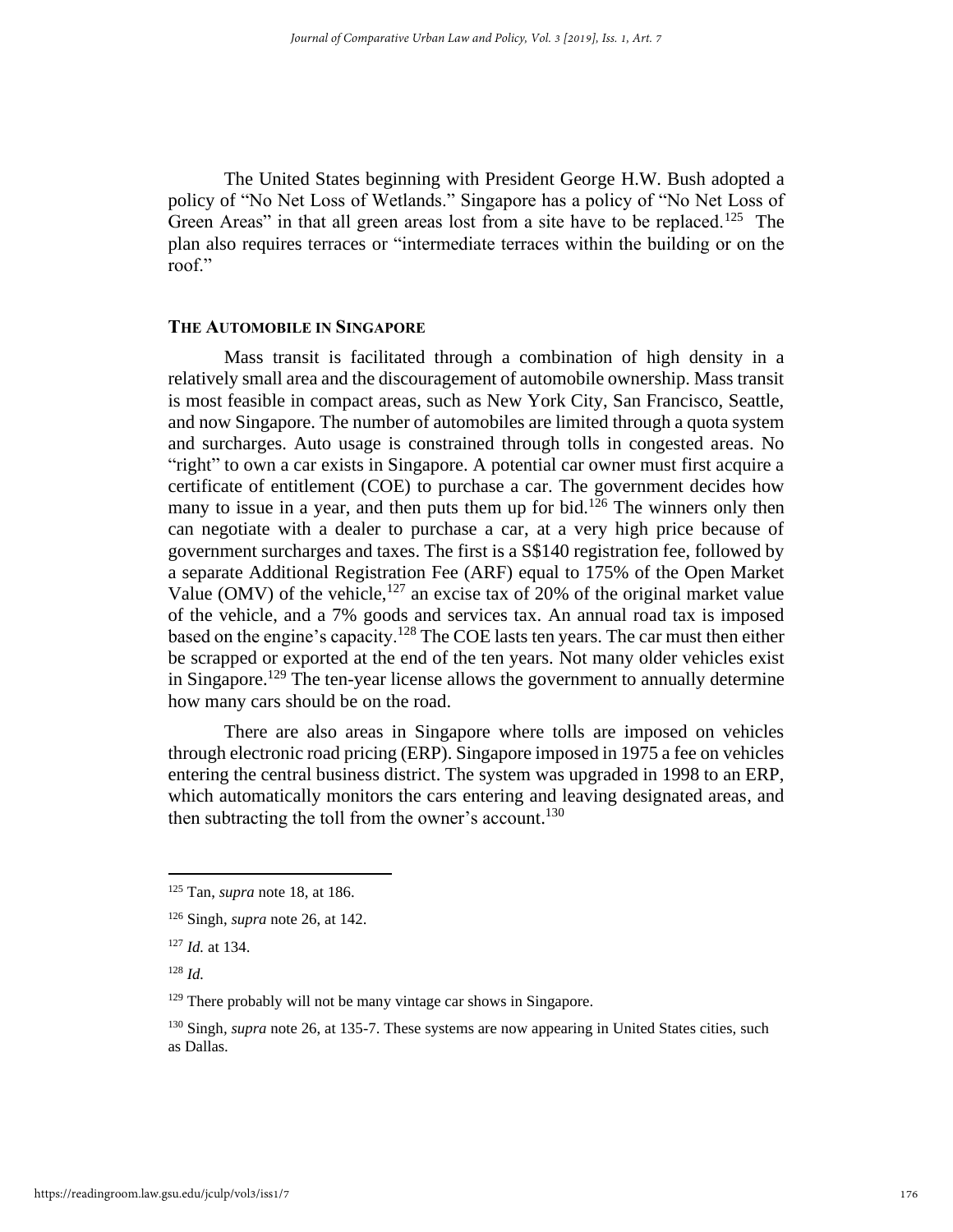The United States beginning with President George H.W. Bush adopted a policy of "No Net Loss of Wetlands." Singapore has a policy of "No Net Loss of Green Areas" in that all green areas lost from a site have to be replaced.[125] The plan also requires terraces or "intermediate terraces within the building or on the roof."

## THE AUTOMOBILE IN SINGAPORE

Mass transit is facilitated through a combination of high density in a relatively small area and the discouragement of automobile ownership. Mass transit is most feasible in compact areas, such as New York City, San Francisco, Seattle, and now Singapore. The number of automobiles are limited through a quota system and surcharges. Auto usage is constrained through tolls in congested areas. No "right" to own a car exists in Singapore. A potential car owner must first acquire a certificate of entitlement (COE) to purchase a car. The government decides how many to issue in a year, and then puts them up for bid.[126] The winners only then can negotiate with a dealer to purchase a car, at a very high price because of government surcharges and taxes. The first is a S$140 registration fee, followed by a separate Additional Registration Fee (ARF) equal to 175% of the Open Market Value (OMV) of the vehicle,[127] an excise tax of 20% of the original market value of the vehicle, and a 7% goods and services tax. An annual road tax is imposed based on the engine's capacity.[128] The COE lasts ten years. The car must then either be scrapped or exported at the end of the ten years. Not many older vehicles exist in Singapore.[129] The ten-year license allows the government to annually determine how many cars should be on the road.

There are also areas in Singapore where tolls are imposed on vehicles through electronic road pricing (ERP). Singapore imposed in 1975 a fee on vehicles entering the central business district. The system was upgraded in 1998 to an ERP, which automatically monitors the cars entering and leaving designated areas, and then subtracting the toll from the owner's account.[130]

---

[125] Tan, *supra* note 18, at 186.

[126] Singh, *supra* note 26, at 142.

[127] *Id.* at 134.

[128] *Id.*

[129] There probably will not be many vintage car shows in Singapore.

[130] Singh, *supra* note 26, at 135-7. These systems are now appearing in United States cities, such as Dallas.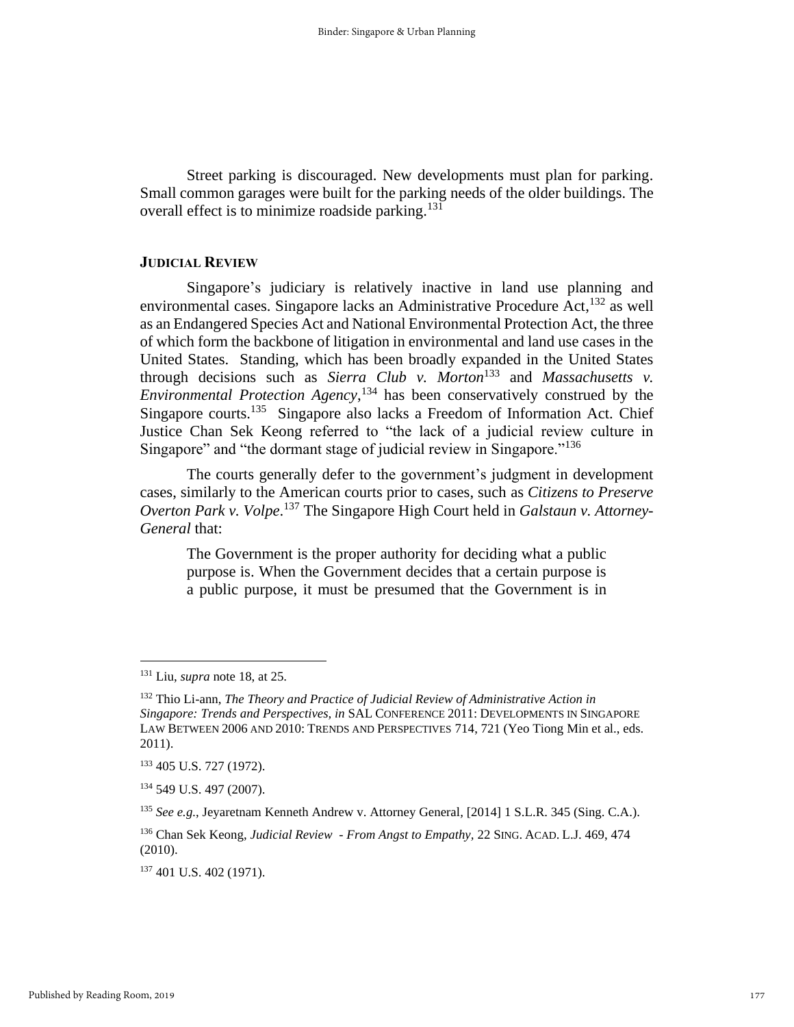Street parking is discouraged. New developments must plan for parking. Small common garages were built for the parking needs of the older buildings. The overall effect is to minimize roadside parking.[131]

### JUDICIAL REVIEW

Singapore's judiciary is relatively inactive in land use planning and environmental cases. Singapore lacks an Administrative Procedure Act,[132] as well as an Endangered Species Act and National Environmental Protection Act, the three of which form the backbone of litigation in environmental and land use cases in the United States. Standing, which has been broadly expanded in the United States through decisions such as *Sierra Club v. Morton*[133] and *Massachusetts v. Environmental Protection Agency*,[134] has been conservatively construed by the Singapore courts.[135] Singapore also lacks a Freedom of Information Act. Chief Justice Chan Sek Keong referred to "the lack of a judicial review culture in Singapore" and "the dormant stage of judicial review in Singapore."[136]

The courts generally defer to the government's judgment in development cases, similarly to the American courts prior to cases, such as *Citizens to Preserve Overton Park v. Volpe*.[137] The Singapore High Court held in *Galstaun v. Attorney-General* that:

> The Government is the proper authority for deciding what a public purpose is. When the Government decides that a certain purpose is a public purpose, it must be presumed that the Government is in

---

[131] Liu, *supra* note 18, at 25.

[132] Thio Li-ann, *The Theory and Practice of Judicial Review of Administrative Action in Singapore: Trends and Perspectives, in* SAL CONFERENCE 2011: DEVELOPMENTS IN SINGAPORE LAW BETWEEN 2006 AND 2010: TRENDS AND PERSPECTIVES 714, 721 (Yeo Tiong Min et al., eds. 2011).

[133] 405 U.S. 727 (1972).

[134] 549 U.S. 497 (2007).

[135] *See e.g.*, Jeyaretnam Kenneth Andrew v. Attorney General, [2014] 1 S.L.R. 345 (Sing. C.A.).

[136] Chan Sek Keong, *Judicial Review - From Angst to Empathy,* 22 SING. ACAD. L.J. 469, 474 (2010).

[137] 401 U.S. 402 (1971).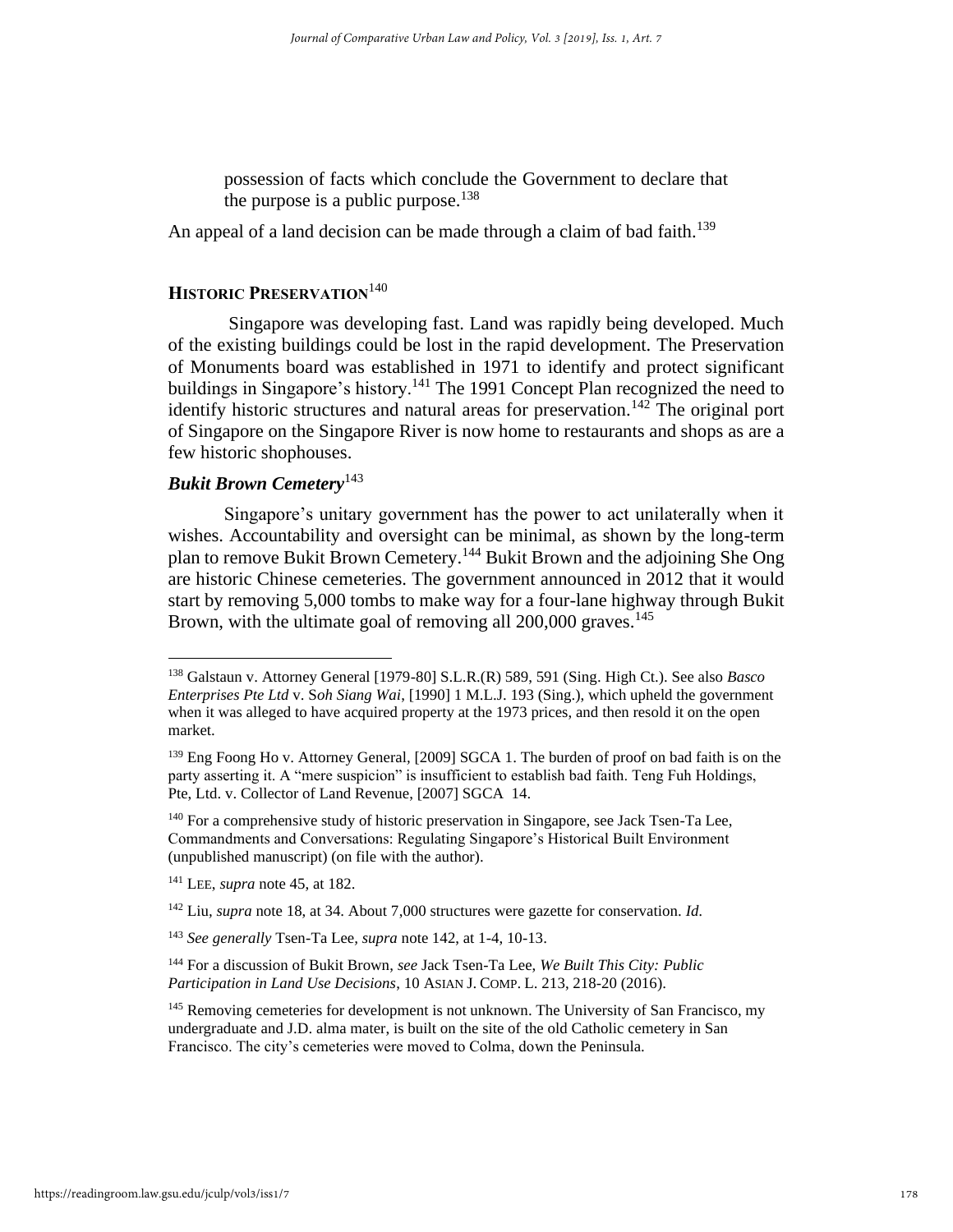> possession of facts which conclude the Government to declare that the purpose is a public purpose.[138]

An appeal of a land decision can be made through a claim of bad faith.[139]

## HISTORIC PRESERVATION[140]

Singapore was developing fast. Land was rapidly being developed. Much of the existing buildings could be lost in the rapid development. The Preservation of Monuments board was established in 1971 to identify and protect significant buildings in Singapore's history.[141] The 1991 Concept Plan recognized the need to identify historic structures and natural areas for preservation.[142] The original port of Singapore on the Singapore River is now home to restaurants and shops as are a few historic shophouses.

### *Bukit Brown Cemetery*[143]

Singapore's unitary government has the power to act unilaterally when it wishes. Accountability and oversight can be minimal, as shown by the long-term plan to remove Bukit Brown Cemetery.[144] Bukit Brown and the adjoining She Ong are historic Chinese cemeteries. The government announced in 2012 that it would start by removing 5,000 tombs to make way for a four-lane highway through Bukit Brown, with the ultimate goal of removing all 200,000 graves.[145]

---

[138] Galstaun v. Attorney General [1979-80] S.L.R.(R) 589, 591 (Sing. High Ct.). See also *Basco Enterprises Pte Ltd* v. S*oh Siang Wai*, [1990] 1 M.L.J. 193 (Sing.), which upheld the government when it was alleged to have acquired property at the 1973 prices, and then resold it on the open market.

[139] Eng Foong Ho v. Attorney General, [2009] SGCA 1. The burden of proof on bad faith is on the party asserting it. A "mere suspicion" is insufficient to establish bad faith. Teng Fuh Holdings, Pte, Ltd. v. Collector of Land Revenue, [2007] SGCA 14.

[140] For a comprehensive study of historic preservation in Singapore, see Jack Tsen-Ta Lee, Commandments and Conversations: Regulating Singapore's Historical Built Environment (unpublished manuscript) (on file with the author).

[141] LEE, *supra* note 45, at 182.

[142] Liu, *supra* note 18, at 34. About 7,000 structures were gazette for conservation. *Id.*

[143] *See generally* Tsen-Ta Lee, *supra* note 142, at 1-4, 10-13.

[144] For a discussion of Bukit Brown, *see* Jack Tsen-Ta Lee, *We Built This City: Public Participation in Land Use Decisions*, 10 ASIAN J. COMP. L. 213, 218-20 (2016).

[145] Removing cemeteries for development is not unknown. The University of San Francisco, my undergraduate and J.D. alma mater, is built on the site of the old Catholic cemetery in San Francisco. The city's cemeteries were moved to Colma, down the Peninsula.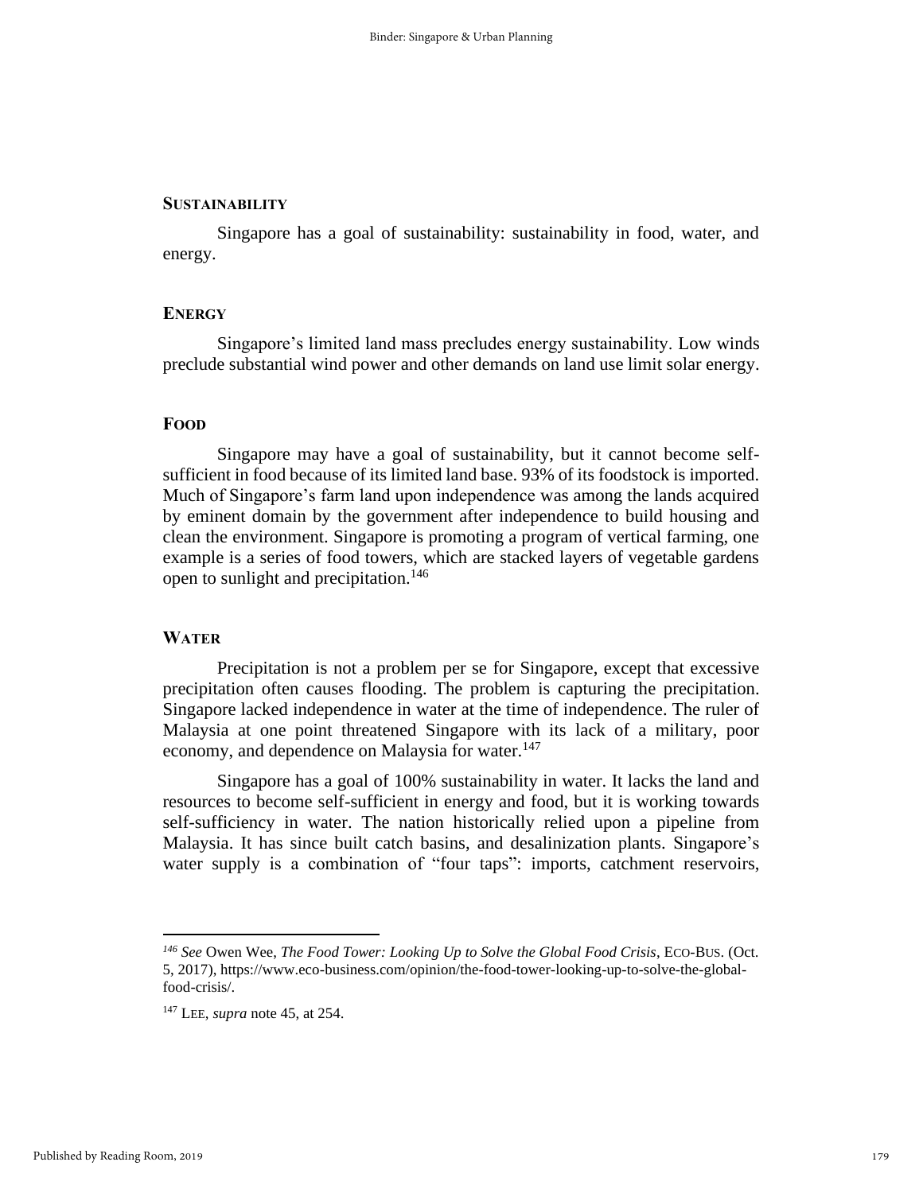## Sustainability

Singapore has a goal of sustainability: sustainability in food, water, and energy.

## Energy

Singapore's limited land mass precludes energy sustainability. Low winds preclude substantial wind power and other demands on land use limit solar energy.

## Food

Singapore may have a goal of sustainability, but it cannot become self-sufficient in food because of its limited land base. 93% of its foodstock is imported. Much of Singapore's farm land upon independence was among the lands acquired by eminent domain by the government after independence to build housing and clean the environment. Singapore is promoting a program of vertical farming, one example is a series of food towers, which are stacked layers of vegetable gardens open to sunlight and precipitation.[146]

## Water

Precipitation is not a problem per se for Singapore, except that excessive precipitation often causes flooding. The problem is capturing the precipitation. Singapore lacked independence in water at the time of independence. The ruler of Malaysia at one point threatened Singapore with its lack of a military, poor economy, and dependence on Malaysia for water.[147]

Singapore has a goal of 100% sustainability in water. It lacks the land and resources to become self-sufficient in energy and food, but it is working towards self-sufficiency in water. The nation historically relied upon a pipeline from Malaysia. It has since built catch basins, and desalinization plants. Singapore's water supply is a combination of "four taps": imports, catchment reservoirs,

---

[146] *See* Owen Wee, *The Food Tower: Looking Up to Solve the Global Food Crisis*, ECO-BUS. (Oct. 5, 2017), https://www.eco-business.com/opinion/the-food-tower-looking-up-to-solve-the-global-food-crisis/.

[147] LEE, *supra* note 45, at 254.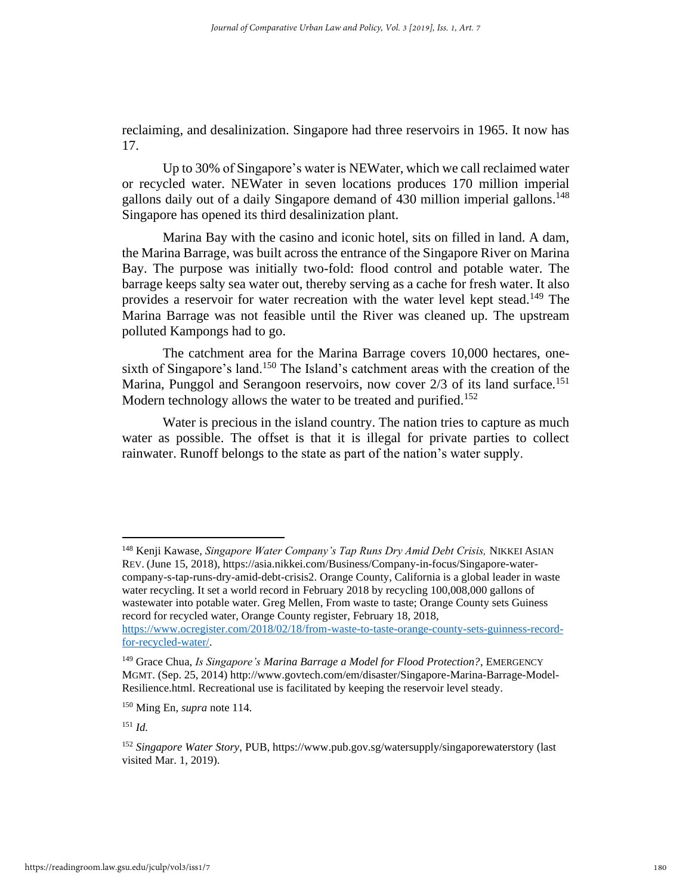reclaiming, and desalinization. Singapore had three reservoirs in 1965. It now has 17.

Up to 30% of Singapore's water is NEWater, which we call reclaimed water or recycled water. NEWater in seven locations produces 170 million imperial gallons daily out of a daily Singapore demand of 430 million imperial gallons.[148] Singapore has opened its third desalinization plant.

Marina Bay with the casino and iconic hotel, sits on filled in land. A dam, the Marina Barrage, was built across the entrance of the Singapore River on Marina Bay. The purpose was initially two-fold: flood control and potable water. The barrage keeps salty sea water out, thereby serving as a cache for fresh water. It also provides a reservoir for water recreation with the water level kept stead.[149] The Marina Barrage was not feasible until the River was cleaned up. The upstream polluted Kampongs had to go.

The catchment area for the Marina Barrage covers 10,000 hectares, one-sixth of Singapore's land.[150] The Island's catchment areas with the creation of the Marina, Punggol and Serangoon reservoirs, now cover 2/3 of its land surface.[151] Modern technology allows the water to be treated and purified.[152]

Water is precious in the island country. The nation tries to capture as much water as possible. The offset is that it is illegal for private parties to collect rainwater. Runoff belongs to the state as part of the nation's water supply.

---

[148] Kenji Kawase, *Singapore Water Company's Tap Runs Dry Amid Debt Crisis,* NIKKEI ASIAN REV. (June 15, 2018), https://asia.nikkei.com/Business/Company-in-focus/Singapore-water-company-s-tap-runs-dry-amid-debt-crisis2. Orange County, California is a global leader in waste water recycling. It set a world record in February 2018 by recycling 100,008,000 gallons of wastewater into potable water. Greg Mellen, From waste to taste; Orange County sets Guiness record for recycled water, Orange County register, February 18, 2018, https://www.ocregister.com/2018/02/18/from-waste-to-taste-orange-county-sets-guinness-record-for-recycled-water/.

[149] Grace Chua, *Is Singapore's Marina Barrage a Model for Flood Protection?*, EMERGENCY MGMT. (Sep. 25, 2014) http://www.govtech.com/em/disaster/Singapore-Marina-Barrage-Model-Resilience.html. Recreational use is facilitated by keeping the reservoir level steady.

[150] Ming En, *supra* note 114.

[151] *Id.*

[152] *Singapore Water Story*, PUB, https://www.pub.gov.sg/watersupply/singaporewaterstory (last visited Mar. 1, 2019).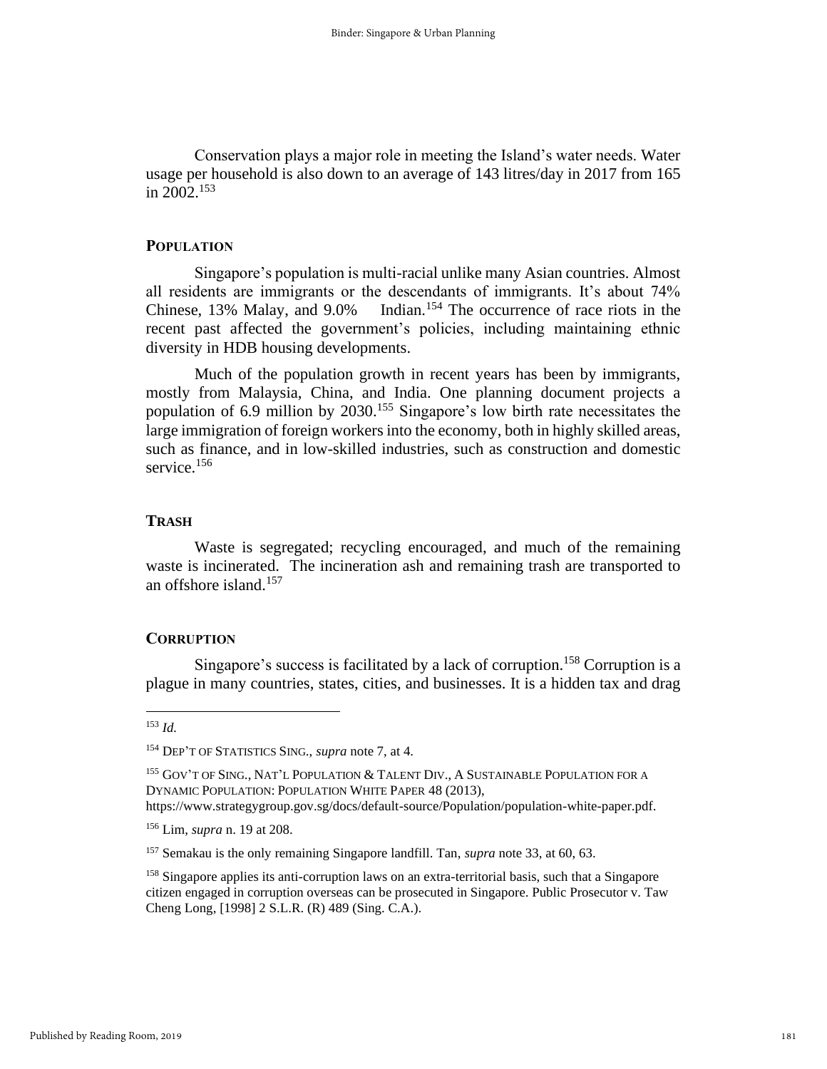Conservation plays a major role in meeting the Island's water needs. Water usage per household is also down to an average of 143 litres/day in 2017 from 165 in 2002.[153]

## POPULATION

Singapore's population is multi-racial unlike many Asian countries. Almost all residents are immigrants or the descendants of immigrants. It's about 74% Chinese, 13% Malay, and 9.0% Indian.[154] The occurrence of race riots in the recent past affected the government's policies, including maintaining ethnic diversity in HDB housing developments.

Much of the population growth in recent years has been by immigrants, mostly from Malaysia, China, and India. One planning document projects a population of 6.9 million by 2030.[155] Singapore's low birth rate necessitates the large immigration of foreign workers into the economy, both in highly skilled areas, such as finance, and in low-skilled industries, such as construction and domestic service.[156]

## TRASH

Waste is segregated; recycling encouraged, and much of the remaining waste is incinerated. The incineration ash and remaining trash are transported to an offshore island.[157]

## CORRUPTION

Singapore's success is facilitated by a lack of corruption.[158] Corruption is a plague in many countries, states, cities, and businesses. It is a hidden tax and drag

---

[153] *Id.*

[154] DEP'T OF STATISTICS SING., *supra* note 7, at 4.

[155] GOV'T OF SING., NAT'L POPULATION & TALENT DIV., A SUSTAINABLE POPULATION FOR A DYNAMIC POPULATION: POPULATION WHITE PAPER 48 (2013), https://www.strategygroup.gov.sg/docs/default-source/Population/population-white-paper.pdf.

[156] Lim, *supra* n. 19 at 208.

[157] Semakau is the only remaining Singapore landfill. Tan, *supra* note 33, at 60, 63.

[158] Singapore applies its anti-corruption laws on an extra-territorial basis, such that a Singapore citizen engaged in corruption overseas can be prosecuted in Singapore. Public Prosecutor v. Taw Cheng Long, [1998] 2 S.L.R. (R) 489 (Sing. C.A.).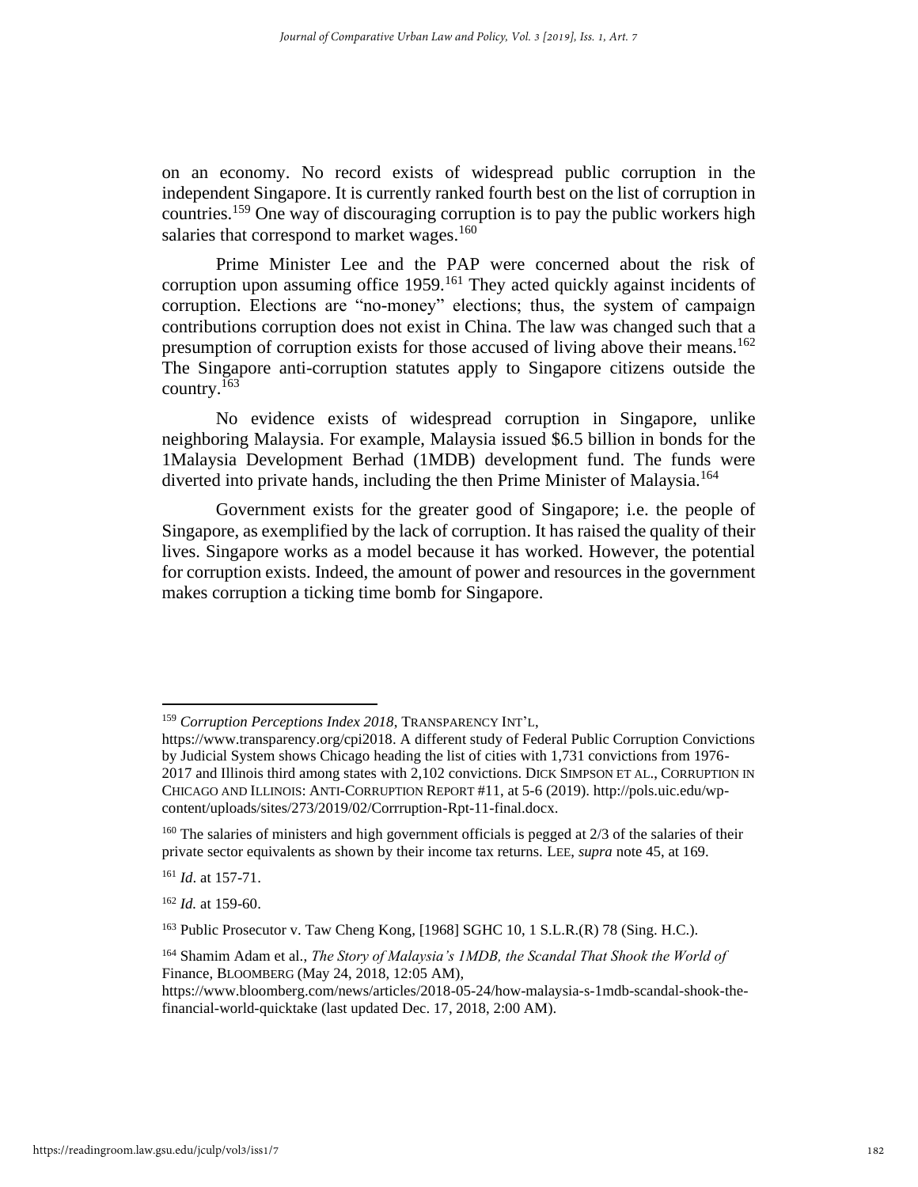on an economy. No record exists of widespread public corruption in the independent Singapore. It is currently ranked fourth best on the list of corruption in countries.[159] One way of discouraging corruption is to pay the public workers high salaries that correspond to market wages.[160]

Prime Minister Lee and the PAP were concerned about the risk of corruption upon assuming office 1959.[161] They acted quickly against incidents of corruption. Elections are "no-money" elections; thus, the system of campaign contributions corruption does not exist in China. The law was changed such that a presumption of corruption exists for those accused of living above their means.[162] The Singapore anti-corruption statutes apply to Singapore citizens outside the country.[163]

No evidence exists of widespread corruption in Singapore, unlike neighboring Malaysia. For example, Malaysia issued $6.5 billion in bonds for the 1Malaysia Development Berhad (1MDB) development fund. The funds were diverted into private hands, including the then Prime Minister of Malaysia.[164]

Government exists for the greater good of Singapore; i.e. the people of Singapore, as exemplified by the lack of corruption. It has raised the quality of their lives. Singapore works as a model because it has worked. However, the potential for corruption exists. Indeed, the amount of power and resources in the government makes corruption a ticking time bomb for Singapore.

---

[159] *Corruption Perceptions Index 2018*, TRANSPARENCY INT'L, https://www.transparency.org/cpi2018. A different study of Federal Public Corruption Convictions by Judicial System shows Chicago heading the list of cities with 1,731 convictions from 1976-2017 and Illinois third among states with 2,102 convictions. DICK SIMPSON ET AL., CORRUPTION IN CHICAGO AND ILLINOIS: ANTI-CORRUPTION REPORT #11, at 5-6 (2019). http://pols.uic.edu/wp-content/uploads/sites/273/2019/02/Corrruption-Rpt-11-final.docx.

[160] The salaries of ministers and high government officials is pegged at 2/3 of the salaries of their private sector equivalents as shown by their income tax returns. LEE, *supra* note 45, at 169.

[161] *Id*. at 157-71.

[162] *Id.* at 159-60.

[163] Public Prosecutor v. Taw Cheng Kong, [1968] SGHC 10, 1 S.L.R.(R) 78 (Sing. H.C.).

[164] Shamim Adam et al., *The Story of Malaysia's 1MDB, the Scandal That Shook the World of* Finance, BLOOMBERG (May 24, 2018, 12:05 AM), https://www.bloomberg.com/news/articles/2018-05-24/how-malaysia-s-1mdb-scandal-shook-the-financial-world-quicktake (last updated Dec. 17, 2018, 2:00 AM).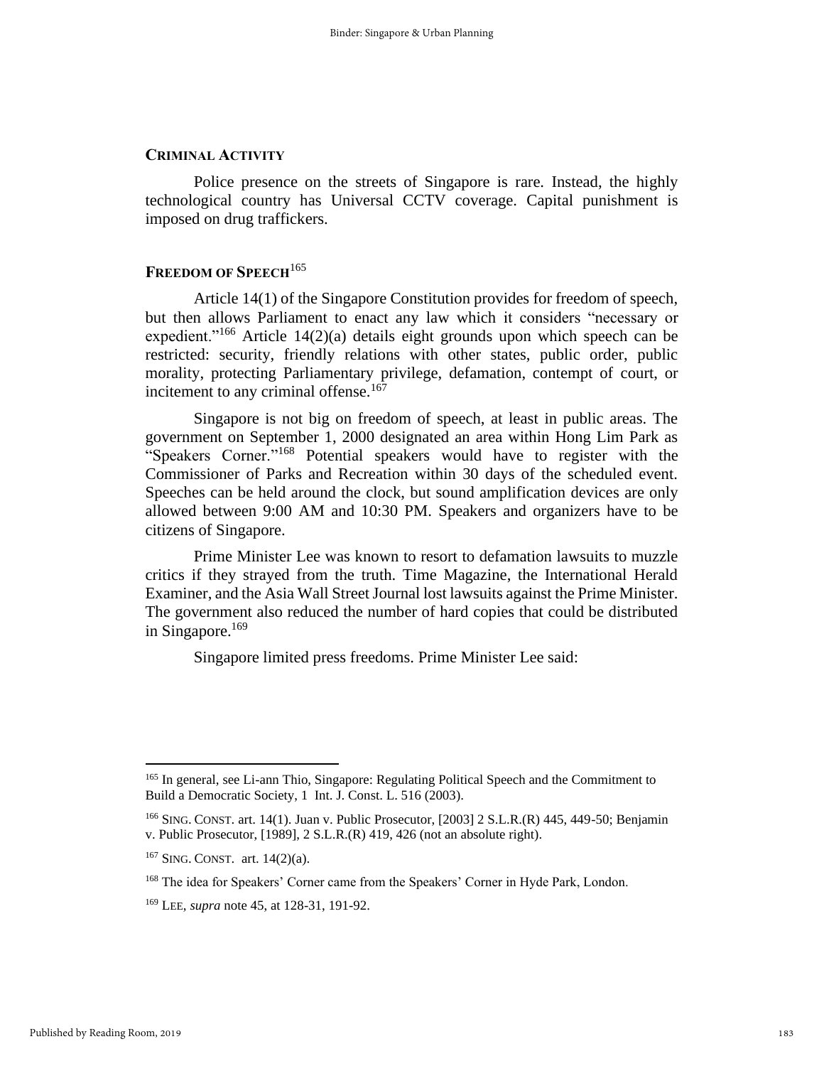## CRIMINAL ACTIVITY

Police presence on the streets of Singapore is rare. Instead, the highly technological country has Universal CCTV coverage. Capital punishment is imposed on drug traffickers.

## FREEDOM OF SPEECH[165]

Article 14(1) of the Singapore Constitution provides for freedom of speech, but then allows Parliament to enact any law which it considers "necessary or expedient."[166] Article 14(2)(a) details eight grounds upon which speech can be restricted: security, friendly relations with other states, public order, public morality, protecting Parliamentary privilege, defamation, contempt of court, or incitement to any criminal offense.[167]

Singapore is not big on freedom of speech, at least in public areas. The government on September 1, 2000 designated an area within Hong Lim Park as "Speakers Corner."[168] Potential speakers would have to register with the Commissioner of Parks and Recreation within 30 days of the scheduled event. Speeches can be held around the clock, but sound amplification devices are only allowed between 9:00 AM and 10:30 PM. Speakers and organizers have to be citizens of Singapore.

Prime Minister Lee was known to resort to defamation lawsuits to muzzle critics if they strayed from the truth. Time Magazine, the International Herald Examiner, and the Asia Wall Street Journal lost lawsuits against the Prime Minister. The government also reduced the number of hard copies that could be distributed in Singapore.[169]

Singapore limited press freedoms. Prime Minister Lee said:

---

[165] In general, see Li-ann Thio, Singapore: Regulating Political Speech and the Commitment to Build a Democratic Society, 1 Int. J. Const. L. 516 (2003).

[166] SING. CONST. art. 14(1). Juan v. Public Prosecutor, [2003] 2 S.L.R.(R) 445, 449-50; Benjamin v. Public Prosecutor, [1989], 2 S.L.R.(R) 419, 426 (not an absolute right).

[167] SING. CONST. art. 14(2)(a).

[168] The idea for Speakers' Corner came from the Speakers' Corner in Hyde Park, London.

[169] LEE, *supra* note 45, at 128-31, 191-92.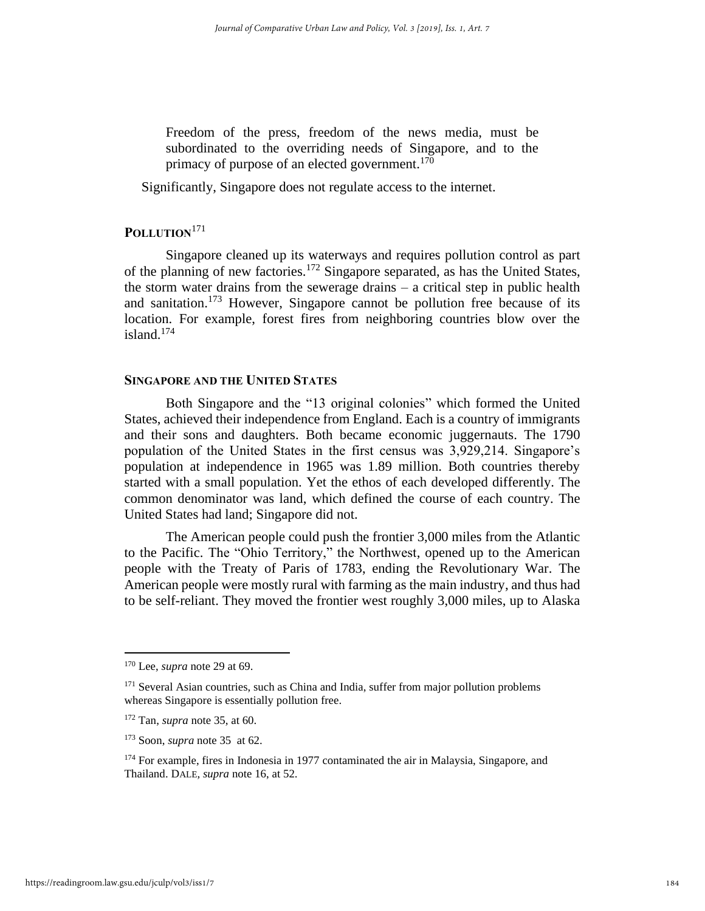> Freedom of the press, freedom of the news media, must be subordinated to the overriding needs of Singapore, and to the primacy of purpose of an elected government.[170]

Significantly, Singapore does not regulate access to the internet.

## POLLUTION[171]

Singapore cleaned up its waterways and requires pollution control as part of the planning of new factories.[172] Singapore separated, as has the United States, the storm water drains from the sewerage drains – a critical step in public health and sanitation.[173] However, Singapore cannot be pollution free because of its location. For example, forest fires from neighboring countries blow over the island.[174]

## SINGAPORE AND THE UNITED STATES

Both Singapore and the "13 original colonies" which formed the United States, achieved their independence from England. Each is a country of immigrants and their sons and daughters. Both became economic juggernauts. The 1790 population of the United States in the first census was 3,929,214. Singapore's population at independence in 1965 was 1.89 million. Both countries thereby started with a small population. Yet the ethos of each developed differently. The common denominator was land, which defined the course of each country. The United States had land; Singapore did not.

The American people could push the frontier 3,000 miles from the Atlantic to the Pacific. The "Ohio Territory," the Northwest, opened up to the American people with the Treaty of Paris of 1783, ending the Revolutionary War. The American people were mostly rural with farming as the main industry, and thus had to be self-reliant. They moved the frontier west roughly 3,000 miles, up to Alaska

---

[170] Lee, *supra* note 29 at 69.

[171] Several Asian countries, such as China and India, suffer from major pollution problems whereas Singapore is essentially pollution free.

[172] Tan, *supra* note 35, at 60.

[173] Soon, *supra* note 35 at 62.

[174] For example, fires in Indonesia in 1977 contaminated the air in Malaysia, Singapore, and Thailand. DALE, *supra* note 16, at 52.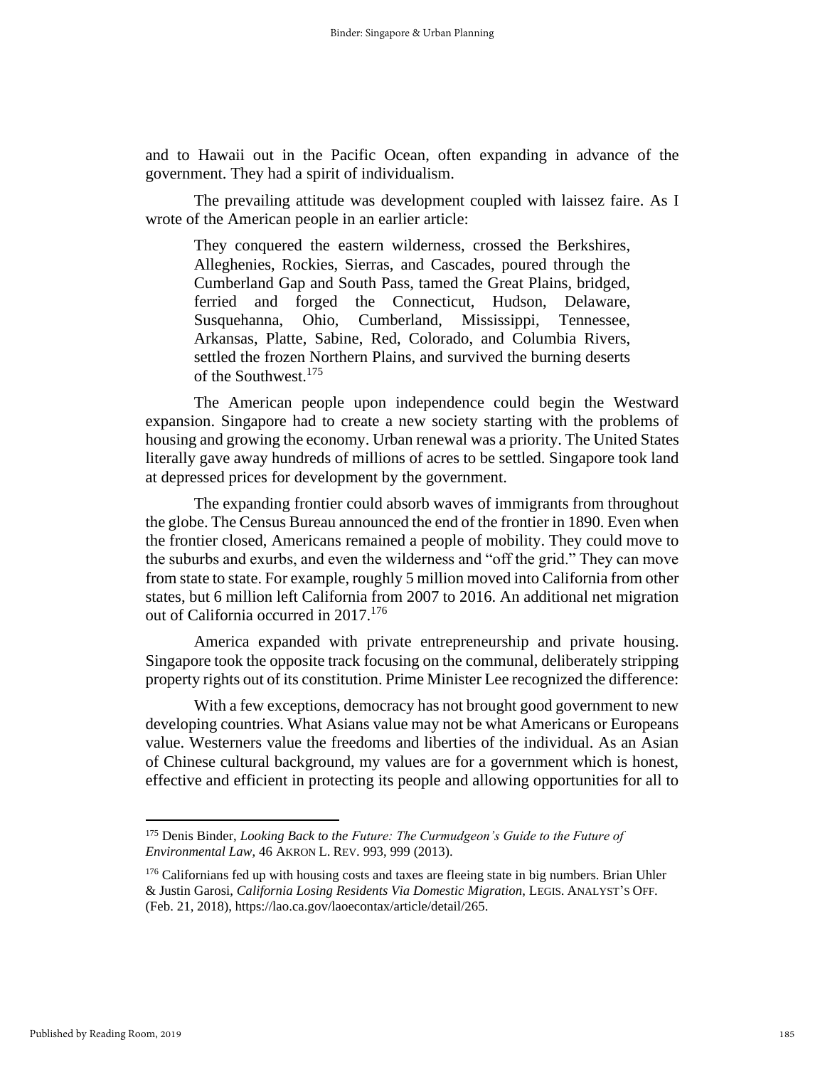and to Hawaii out in the Pacific Ocean, often expanding in advance of the government. They had a spirit of individualism.

The prevailing attitude was development coupled with laissez faire. As I wrote of the American people in an earlier article:

> They conquered the eastern wilderness, crossed the Berkshires, Alleghenies, Rockies, Sierras, and Cascades, poured through the Cumberland Gap and South Pass, tamed the Great Plains, bridged, ferried and forged the Connecticut, Hudson, Delaware, Susquehanna, Ohio, Cumberland, Mississippi, Tennessee, Arkansas, Platte, Sabine, Red, Colorado, and Columbia Rivers, settled the frozen Northern Plains, and survived the burning deserts of the Southwest.[175]

The American people upon independence could begin the Westward expansion. Singapore had to create a new society starting with the problems of housing and growing the economy. Urban renewal was a priority. The United States literally gave away hundreds of millions of acres to be settled. Singapore took land at depressed prices for development by the government.

The expanding frontier could absorb waves of immigrants from throughout the globe. The Census Bureau announced the end of the frontier in 1890. Even when the frontier closed, Americans remained a people of mobility. They could move to the suburbs and exurbs, and even the wilderness and "off the grid." They can move from state to state. For example, roughly 5 million moved into California from other states, but 6 million left California from 2007 to 2016. An additional net migration out of California occurred in 2017.[176]

America expanded with private entrepreneurship and private housing. Singapore took the opposite track focusing on the communal, deliberately stripping property rights out of its constitution. Prime Minister Lee recognized the difference:

With a few exceptions, democracy has not brought good government to new developing countries. What Asians value may not be what Americans or Europeans value. Westerners value the freedoms and liberties of the individual. As an Asian of Chinese cultural background, my values are for a government which is honest, effective and efficient in protecting its people and allowing opportunities for all to

---

[175] Denis Binder, *Looking Back to the Future: The Curmudgeon's Guide to the Future of Environmental Law*, 46 AKRON L. REV. 993, 999 (2013).

[176] Californians fed up with housing costs and taxes are fleeing state in big numbers. Brian Uhler & Justin Garosi, *California Losing Residents Via Domestic Migration*, LEGIS. ANALYST'S OFF. (Feb. 21, 2018), https://lao.ca.gov/laoecontax/article/detail/265.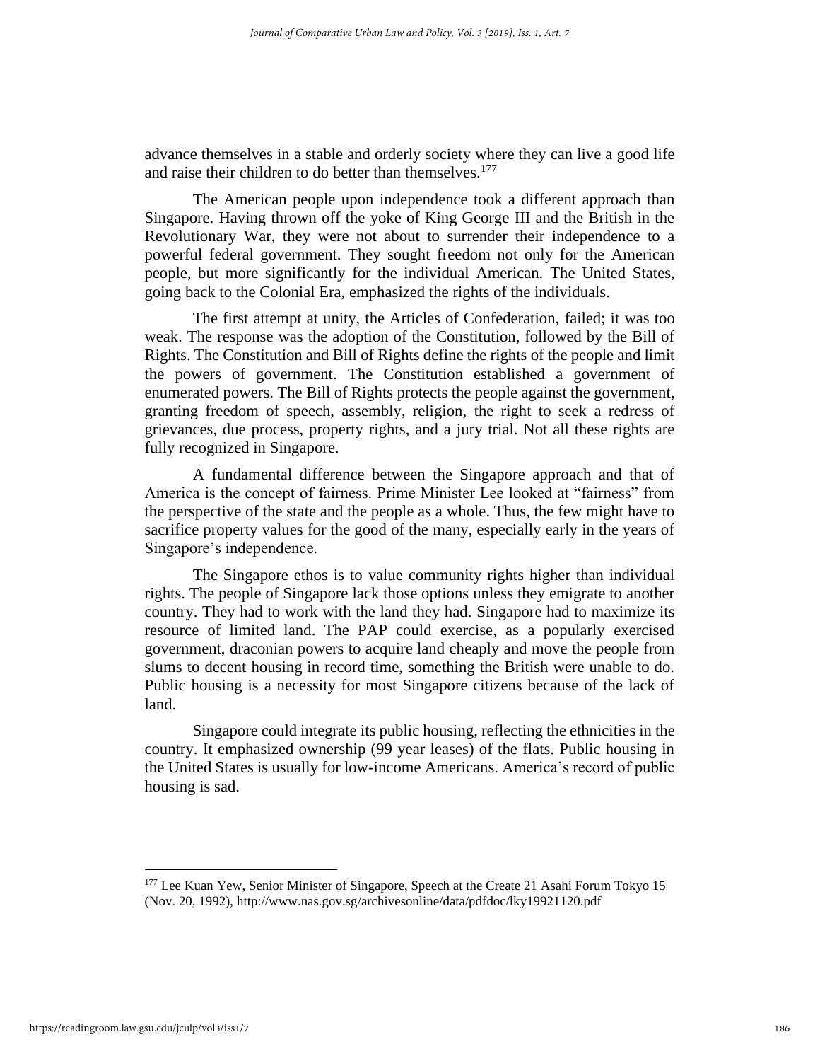advance themselves in a stable and orderly society where they can live a good life and raise their children to do better than themselves.[177]

The American people upon independence took a different approach than Singapore. Having thrown off the yoke of King George III and the British in the Revolutionary War, they were not about to surrender their independence to a powerful federal government. They sought freedom not only for the American people, but more significantly for the individual American. The United States, going back to the Colonial Era, emphasized the rights of the individuals.

The first attempt at unity, the Articles of Confederation, failed; it was too weak. The response was the adoption of the Constitution, followed by the Bill of Rights. The Constitution and Bill of Rights define the rights of the people and limit the powers of government. The Constitution established a government of enumerated powers. The Bill of Rights protects the people against the government, granting freedom of speech, assembly, religion, the right to seek a redress of grievances, due process, property rights, and a jury trial. Not all these rights are fully recognized in Singapore.

A fundamental difference between the Singapore approach and that of America is the concept of fairness. Prime Minister Lee looked at "fairness" from the perspective of the state and the people as a whole. Thus, the few might have to sacrifice property values for the good of the many, especially early in the years of Singapore's independence.

The Singapore ethos is to value community rights higher than individual rights. The people of Singapore lack those options unless they emigrate to another country. They had to work with the land they had. Singapore had to maximize its resource of limited land. The PAP could exercise, as a popularly exercised government, draconian powers to acquire land cheaply and move the people from slums to decent housing in record time, something the British were unable to do. Public housing is a necessity for most Singapore citizens because of the lack of land.

Singapore could integrate its public housing, reflecting the ethnicities in the country. It emphasized ownership (99 year leases) of the flats. Public housing in the United States is usually for low-income Americans. America's record of public housing is sad.

---

[177] Lee Kuan Yew, Senior Minister of Singapore, Speech at the Create 21 Asahi Forum Tokyo 15 (Nov. 20, 1992), http://www.nas.gov.sg/archivesonline/data/pdfdoc/lky19921120.pdf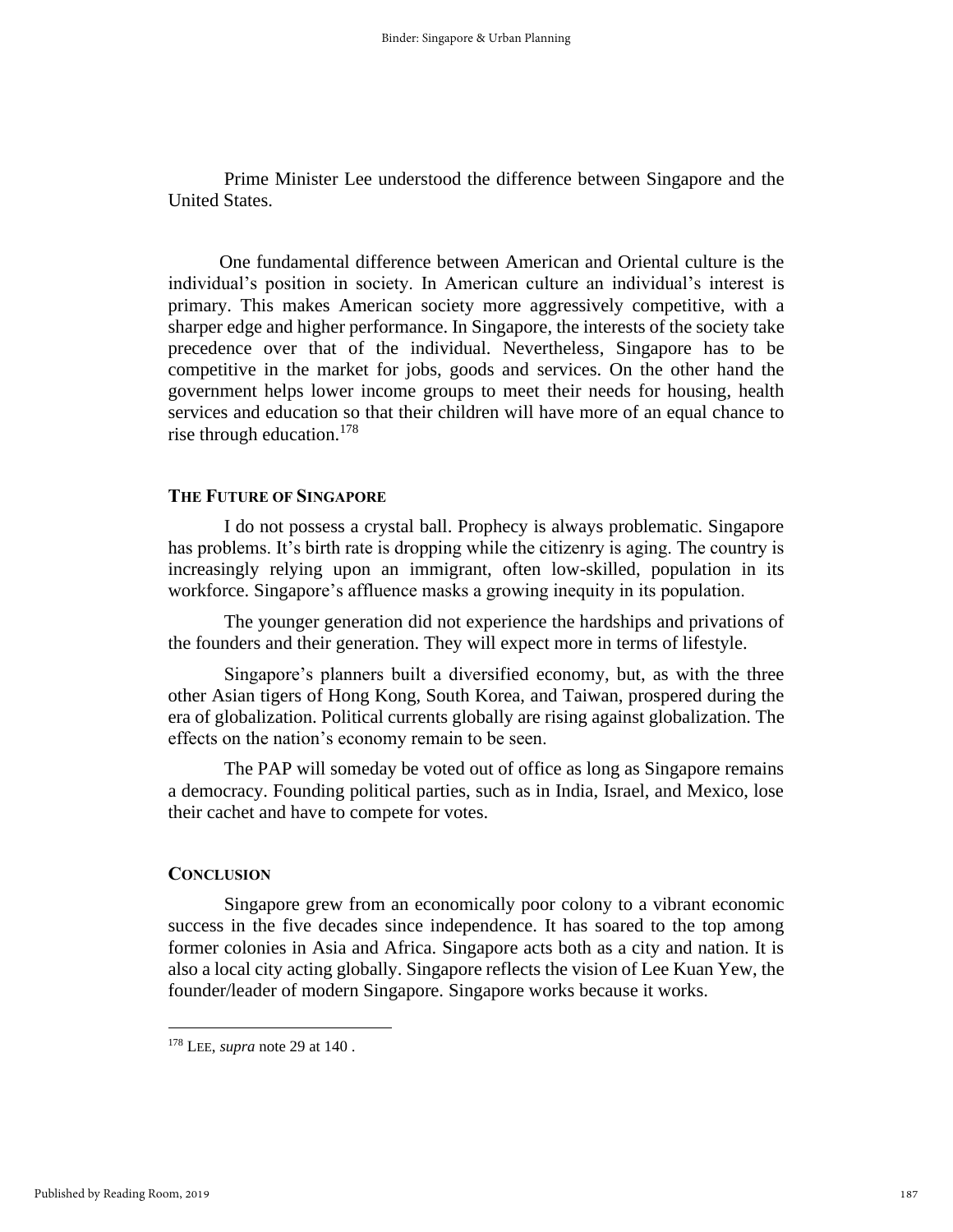Prime Minister Lee understood the difference between Singapore and the United States.

> One fundamental difference between American and Oriental culture is the individual's position in society. In American culture an individual's interest is primary. This makes American society more aggressively competitive, with a sharper edge and higher performance. In Singapore, the interests of the society take precedence over that of the individual. Nevertheless, Singapore has to be competitive in the market for jobs, goods and services. On the other hand the government helps lower income groups to meet their needs for housing, health services and education so that their children will have more of an equal chance to rise through education.[178]

## THE FUTURE OF SINGAPORE

I do not possess a crystal ball. Prophecy is always problematic. Singapore has problems. It's birth rate is dropping while the citizenry is aging. The country is increasingly relying upon an immigrant, often low-skilled, population in its workforce. Singapore's affluence masks a growing inequity in its population.

The younger generation did not experience the hardships and privations of the founders and their generation. They will expect more in terms of lifestyle.

Singapore's planners built a diversified economy, but, as with the three other Asian tigers of Hong Kong, South Korea, and Taiwan, prospered during the era of globalization. Political currents globally are rising against globalization. The effects on the nation's economy remain to be seen.

The PAP will someday be voted out of office as long as Singapore remains a democracy. Founding political parties, such as in India, Israel, and Mexico, lose their cachet and have to compete for votes.

## CONCLUSION

Singapore grew from an economically poor colony to a vibrant economic success in the five decades since independence. It has soared to the top among former colonies in Asia and Africa. Singapore acts both as a city and nation. It is also a local city acting globally. Singapore reflects the vision of Lee Kuan Yew, the founder/leader of modern Singapore. Singapore works because it works.

---

[178] LEE, *supra* note 29 at 140 .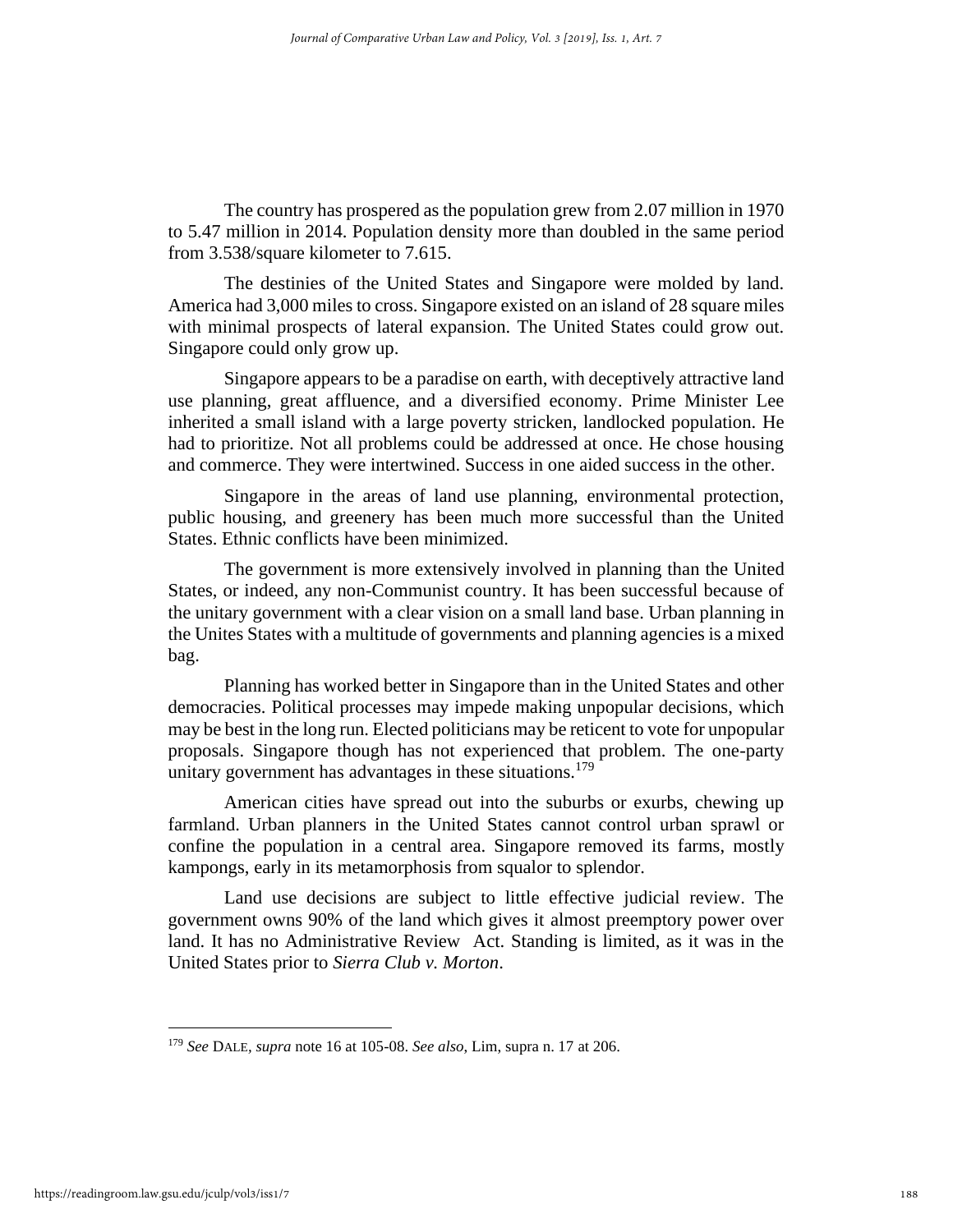The country has prospered as the population grew from 2.07 million in 1970 to 5.47 million in 2014. Population density more than doubled in the same period from 3.538/square kilometer to 7.615.

The destinies of the United States and Singapore were molded by land. America had 3,000 miles to cross. Singapore existed on an island of 28 square miles with minimal prospects of lateral expansion. The United States could grow out. Singapore could only grow up.

Singapore appears to be a paradise on earth, with deceptively attractive land use planning, great affluence, and a diversified economy. Prime Minister Lee inherited a small island with a large poverty stricken, landlocked population. He had to prioritize. Not all problems could be addressed at once. He chose housing and commerce. They were intertwined. Success in one aided success in the other.

Singapore in the areas of land use planning, environmental protection, public housing, and greenery has been much more successful than the United States. Ethnic conflicts have been minimized.

The government is more extensively involved in planning than the United States, or indeed, any non-Communist country. It has been successful because of the unitary government with a clear vision on a small land base. Urban planning in the Unites States with a multitude of governments and planning agencies is a mixed bag.

Planning has worked better in Singapore than in the United States and other democracies. Political processes may impede making unpopular decisions, which may be best in the long run. Elected politicians may be reticent to vote for unpopular proposals. Singapore though has not experienced that problem. The one-party unitary government has advantages in these situations.[179]

American cities have spread out into the suburbs or exurbs, chewing up farmland. Urban planners in the United States cannot control urban sprawl or confine the population in a central area. Singapore removed its farms, mostly kampongs, early in its metamorphosis from squalor to splendor.

Land use decisions are subject to little effective judicial review. The government owns 90% of the land which gives it almost preemptory power over land. It has no Administrative Review Act. Standing is limited, as it was in the United States prior to *Sierra Club v. Morton*.

---

[179] *See* DALE, *supra* note 16 at 105-08. *See also*, Lim, supra n. 17 at 206.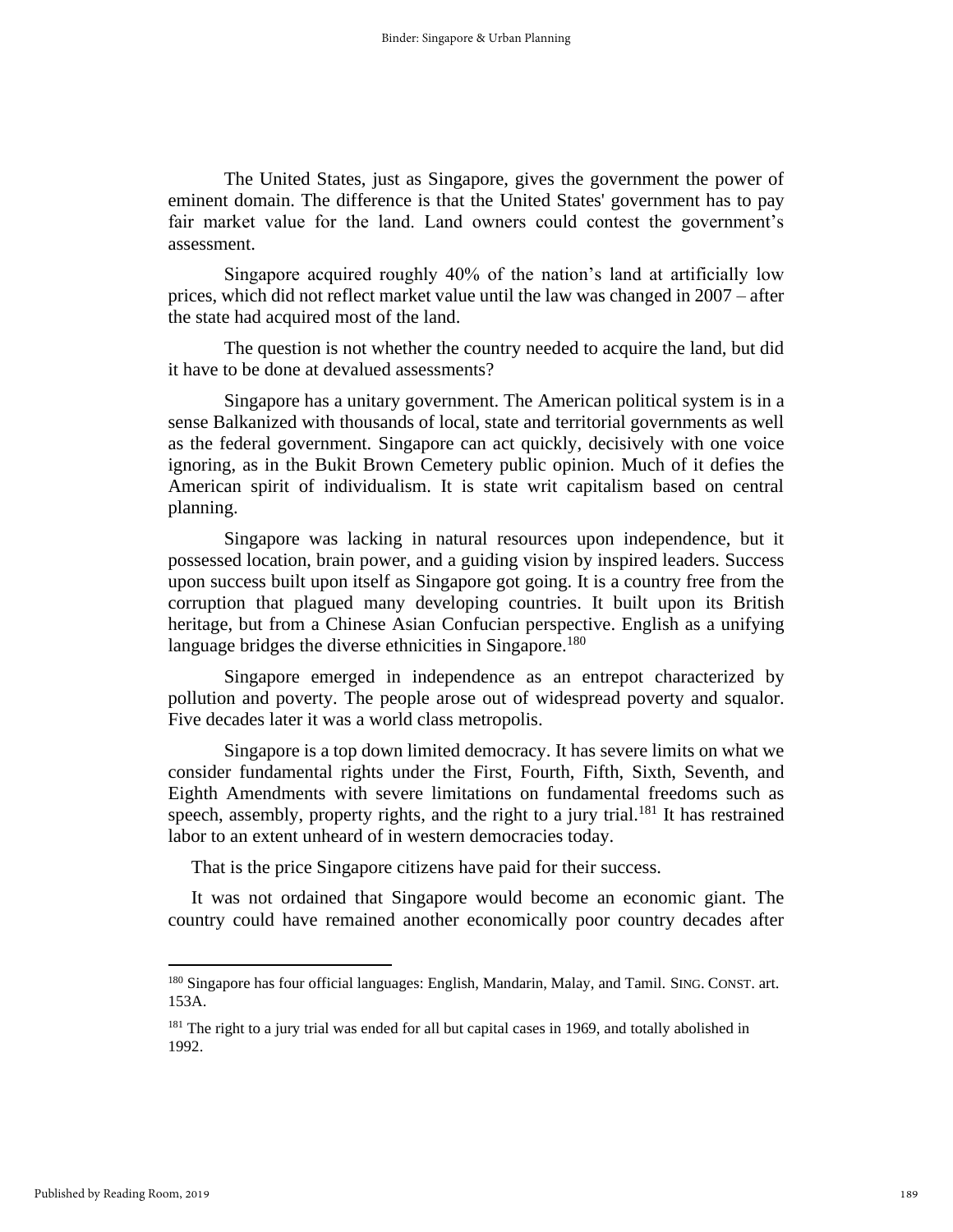The United States, just as Singapore, gives the government the power of eminent domain. The difference is that the United States' government has to pay fair market value for the land. Land owners could contest the government's assessment.

Singapore acquired roughly 40% of the nation's land at artificially low prices, which did not reflect market value until the law was changed in 2007 – after the state had acquired most of the land.

The question is not whether the country needed to acquire the land, but did it have to be done at devalued assessments?

Singapore has a unitary government. The American political system is in a sense Balkanized with thousands of local, state and territorial governments as well as the federal government. Singapore can act quickly, decisively with one voice ignoring, as in the Bukit Brown Cemetery public opinion. Much of it defies the American spirit of individualism. It is state writ capitalism based on central planning.

Singapore was lacking in natural resources upon independence, but it possessed location, brain power, and a guiding vision by inspired leaders. Success upon success built upon itself as Singapore got going. It is a country free from the corruption that plagued many developing countries. It built upon its British heritage, but from a Chinese Asian Confucian perspective. English as a unifying language bridges the diverse ethnicities in Singapore.[180]

Singapore emerged in independence as an entrepot characterized by pollution and poverty. The people arose out of widespread poverty and squalor. Five decades later it was a world class metropolis.

Singapore is a top down limited democracy. It has severe limits on what we consider fundamental rights under the First, Fourth, Fifth, Sixth, Seventh, and Eighth Amendments with severe limitations on fundamental freedoms such as speech, assembly, property rights, and the right to a jury trial.[181] It has restrained labor to an extent unheard of in western democracies today.

That is the price Singapore citizens have paid for their success.

It was not ordained that Singapore would become an economic giant. The country could have remained another economically poor country decades after

---

[180] Singapore has four official languages: English, Mandarin, Malay, and Tamil. SING. CONST. art. 153A.

[181] The right to a jury trial was ended for all but capital cases in 1969, and totally abolished in 1992.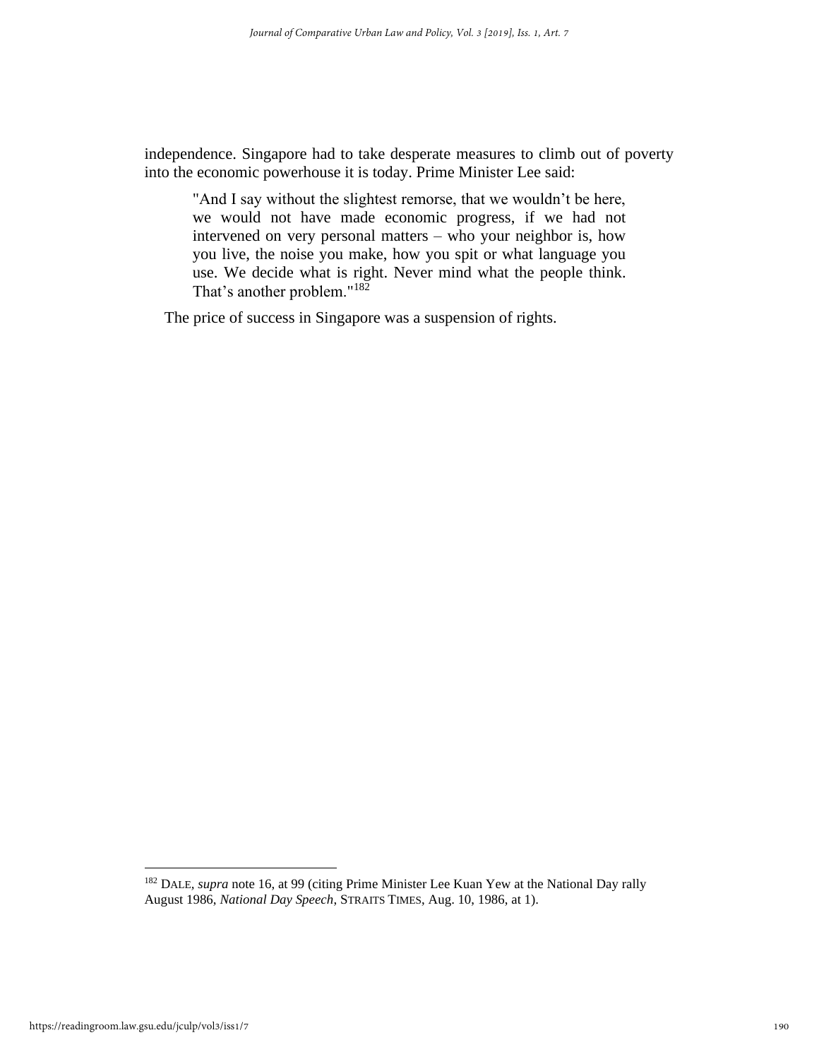independence. Singapore had to take desperate measures to climb out of poverty into the economic powerhouse it is today. Prime Minister Lee said:

> "And I say without the slightest remorse, that we wouldn't be here, we would not have made economic progress, if we had not intervened on very personal matters – who your neighbor is, how you live, the noise you make, how you spit or what language you use. We decide what is right. Never mind what the people think. That's another problem."[182]

The price of success in Singapore was a suspension of rights.

---

[182] DALE, *supra* note 16, at 99 (citing Prime Minister Lee Kuan Yew at the National Day rally August 1986, *National Day Speech*, STRAITS TIMES, Aug. 10, 1986, at 1).